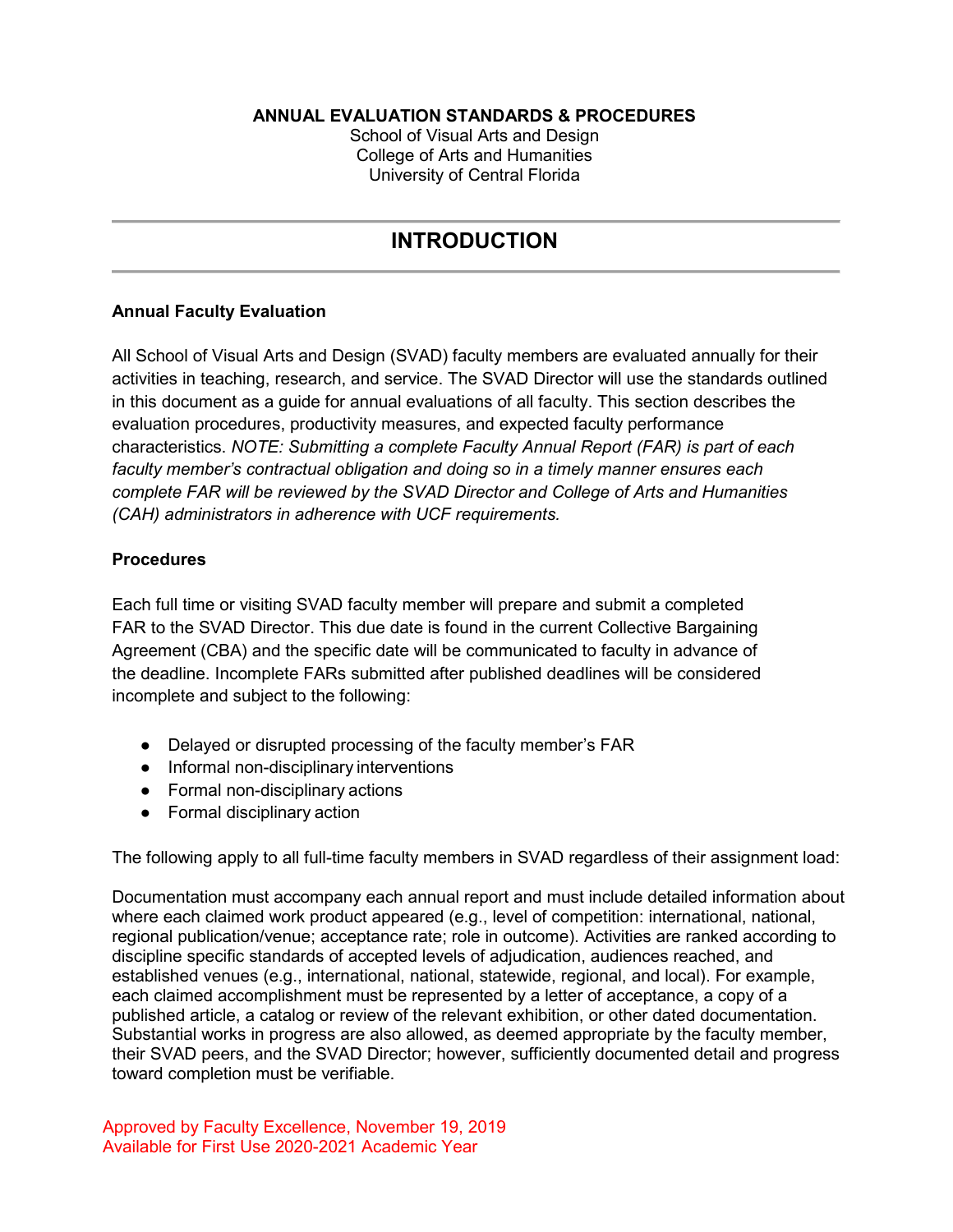**ANNUAL EVALUATION STANDARDS & PROCEDURES**

School of Visual Arts and Design
College of Arts and Humanities
University of Central Florida

# INTRODUCTION

### Annual Faculty Evaluation

All School of Visual Arts and Design (SVAD) faculty members are evaluated annually for their activities in teaching, research, and service. The SVAD Director will use the standards outlined in this document as a guide for annual evaluations of all faculty. This section describes the evaluation procedures, productivity measures, and expected faculty performance characteristics. *NOTE: Submitting a complete Faculty Annual Report (FAR) is part of each faculty member's contractual obligation and doing so in a timely manner ensures each complete FAR will be reviewed by the SVAD Director and College of Arts and Humanities (CAH) administrators in adherence with UCF requirements.*

### Procedures

Each full time or visiting SVAD faculty member will prepare and submit a completed FAR to the SVAD Director. This due date is found in the current Collective Bargaining Agreement (CBA) and the specific date will be communicated to faculty in advance of the deadline. Incomplete FARs submitted after published deadlines will be considered incomplete and subject to the following:

- Delayed or disrupted processing of the faculty member's FAR
- Informal non-disciplinary interventions
- Formal non-disciplinary actions
- Formal disciplinary action

The following apply to all full-time faculty members in SVAD regardless of their assignment load:

Documentation must accompany each annual report and must include detailed information about where each claimed work product appeared (e.g., level of competition: international, national, regional publication/venue; acceptance rate; role in outcome). Activities are ranked according to discipline specific standards of accepted levels of adjudication, audiences reached, and established venues (e.g., international, national, statewide, regional, and local). For example, each claimed accomplishment must be represented by a letter of acceptance, a copy of a published article, a catalog or review of the relevant exhibition, or other dated documentation. Substantial works in progress are also allowed, as deemed appropriate by the faculty member, their SVAD peers, and the SVAD Director; however, sufficiently documented detail and progress toward completion must be verifiable.

Approved by Faculty Excellence, November 19, 2019
Available for First Use 2020-2021 Academic Year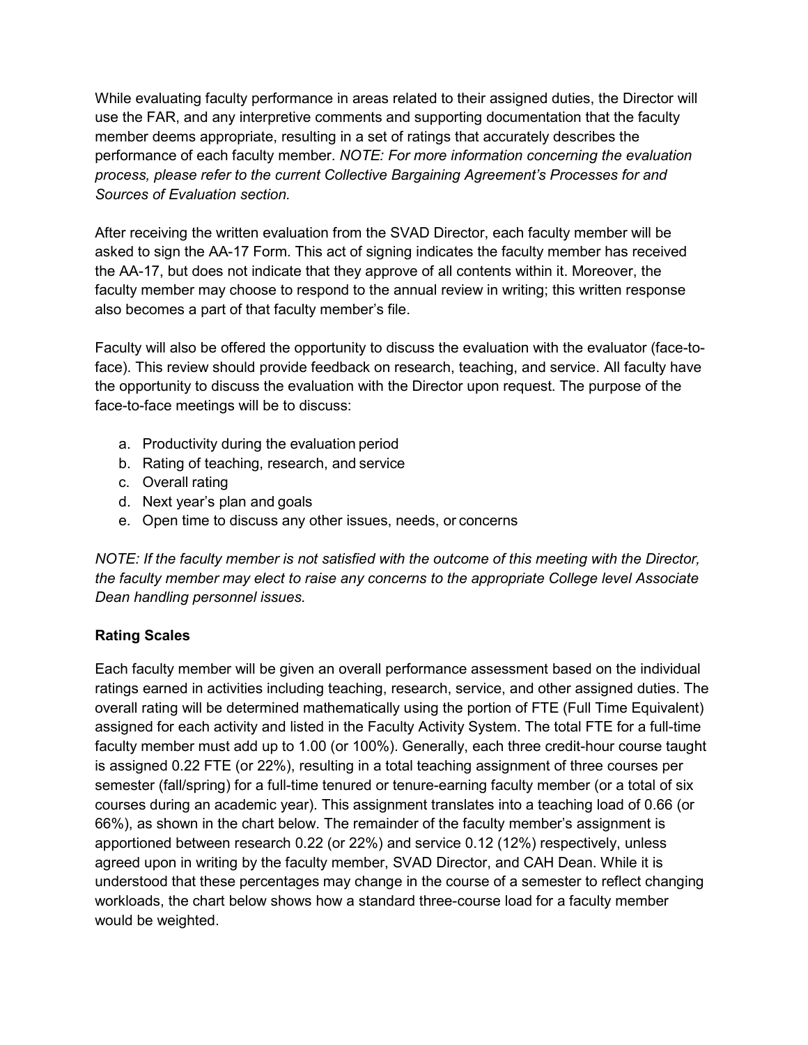While evaluating faculty performance in areas related to their assigned duties, the Director will use the FAR, and any interpretive comments and supporting documentation that the faculty member deems appropriate, resulting in a set of ratings that accurately describes the performance of each faculty member. *NOTE: For more information concerning the evaluation process, please refer to the current Collective Bargaining Agreement's Processes for and Sources of Evaluation section.*

After receiving the written evaluation from the SVAD Director, each faculty member will be asked to sign the AA-17 Form. This act of signing indicates the faculty member has received the AA-17, but does not indicate that they approve of all contents within it. Moreover, the faculty member may choose to respond to the annual review in writing; this written response also becomes a part of that faculty member's file.

Faculty will also be offered the opportunity to discuss the evaluation with the evaluator (face-to-face). This review should provide feedback on research, teaching, and service. All faculty have the opportunity to discuss the evaluation with the Director upon request. The purpose of the face-to-face meetings will be to discuss:

a. Productivity during the evaluation period
b. Rating of teaching, research, and service
c. Overall rating
d. Next year's plan and goals
e. Open time to discuss any other issues, needs, or concerns

*NOTE: If the faculty member is not satisfied with the outcome of this meeting with the Director, the faculty member may elect to raise any concerns to the appropriate College level Associate Dean handling personnel issues.*

**Rating Scales**

Each faculty member will be given an overall performance assessment based on the individual ratings earned in activities including teaching, research, service, and other assigned duties. The overall rating will be determined mathematically using the portion of FTE (Full Time Equivalent) assigned for each activity and listed in the Faculty Activity System. The total FTE for a full-time faculty member must add up to 1.00 (or 100%). Generally, each three credit-hour course taught is assigned 0.22 FTE (or 22%), resulting in a total teaching assignment of three courses per semester (fall/spring) for a full-time tenured or tenure-earning faculty member (or a total of six courses during an academic year). This assignment translates into a teaching load of 0.66 (or 66%), as shown in the chart below. The remainder of the faculty member's assignment is apportioned between research 0.22 (or 22%) and service 0.12 (12%) respectively, unless agreed upon in writing by the faculty member, SVAD Director, and CAH Dean. While it is understood that these percentages may change in the course of a semester to reflect changing workloads, the chart below shows how a standard three-course load for a faculty member would be weighted.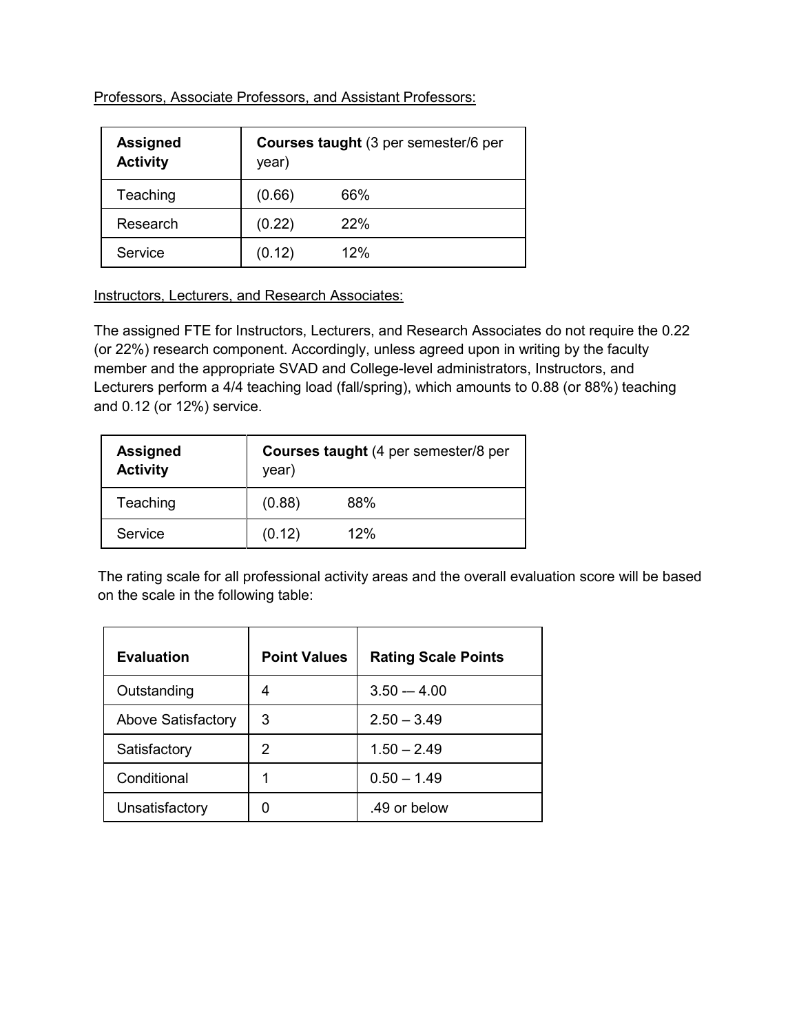<u>Professors, Associate Professors, and Assistant Professors:</u>

| **Assigned Activity** | **Courses taught** (3 per semester/6 per year) |
|---|---|
| Teaching | (0.66) 66% |
| Research | (0.22) 22% |
| Service | (0.12) 12% |

<u>Instructors, Lecturers, and Research Associates:</u>

The assigned FTE for Instructors, Lecturers, and Research Associates do not require the 0.22 (or 22%) research component. Accordingly, unless agreed upon in writing by the faculty member and the appropriate SVAD and College-level administrators, Instructors, and Lecturers perform a 4/4 teaching load (fall/spring), which amounts to 0.88 (or 88%) teaching and 0.12 (or 12%) service.

| **Assigned Activity** | **Courses taught** (4 per semester/8 per year) |
|---|---|
| Teaching | (0.88) 88% |
| Service | (0.12) 12% |

The rating scale for all professional activity areas and the overall evaluation score will be based on the scale in the following table:

| **Evaluation** | **Point Values** | **Rating Scale Points** |
|---|---|---|
| Outstanding | 4 | 3.50 -— 4.00 |
| Above Satisfactory | 3 | 2.50 – 3.49 |
| Satisfactory | 2 | 1.50 – 2.49 |
| Conditional | 1 | 0.50 – 1.49 |
| Unsatisfactory | 0 | .49 or below |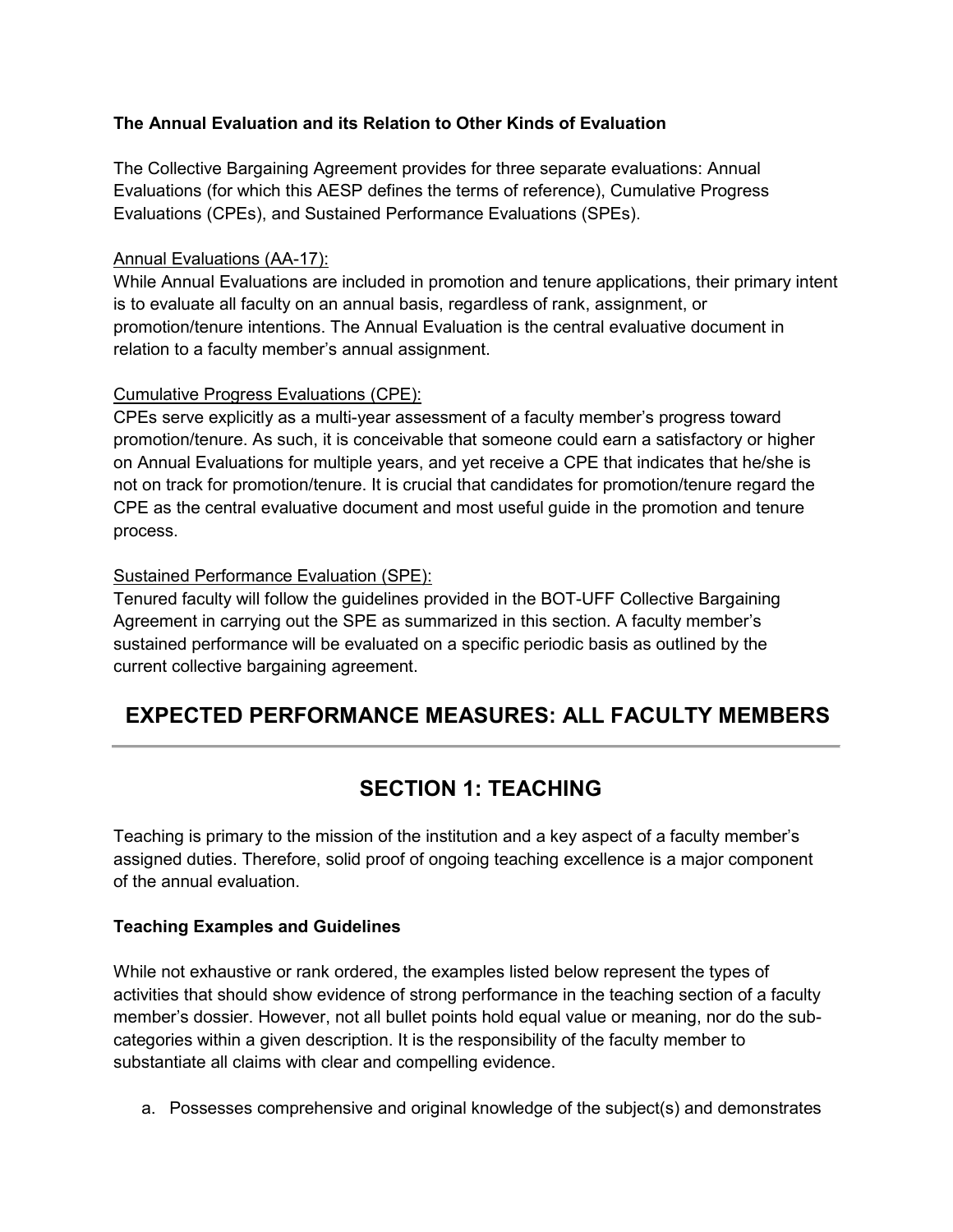**The Annual Evaluation and its Relation to Other Kinds of Evaluation**

The Collective Bargaining Agreement provides for three separate evaluations: Annual Evaluations (for which this AESP defines the terms of reference), Cumulative Progress Evaluations (CPEs), and Sustained Performance Evaluations (SPEs).

Annual Evaluations (AA-17):
While Annual Evaluations are included in promotion and tenure applications, their primary intent is to evaluate all faculty on an annual basis, regardless of rank, assignment, or promotion/tenure intentions. The Annual Evaluation is the central evaluative document in relation to a faculty member's annual assignment.

Cumulative Progress Evaluations (CPE):
CPEs serve explicitly as a multi-year assessment of a faculty member's progress toward promotion/tenure. As such, it is conceivable that someone could earn a satisfactory or higher on Annual Evaluations for multiple years, and yet receive a CPE that indicates that he/she is not on track for promotion/tenure. It is crucial that candidates for promotion/tenure regard the CPE as the central evaluative document and most useful guide in the promotion and tenure process.

Sustained Performance Evaluation (SPE):
Tenured faculty will follow the guidelines provided in the BOT-UFF Collective Bargaining Agreement in carrying out the SPE as summarized in this section. A faculty member's sustained performance will be evaluated on a specific periodic basis as outlined by the current collective bargaining agreement.

## EXPECTED PERFORMANCE MEASURES: ALL FACULTY MEMBERS

## SECTION 1: TEACHING

Teaching is primary to the mission of the institution and a key aspect of a faculty member's assigned duties. Therefore, solid proof of ongoing teaching excellence is a major component of the annual evaluation.

**Teaching Examples and Guidelines**

While not exhaustive or rank ordered, the examples listed below represent the types of activities that should show evidence of strong performance in the teaching section of a faculty member's dossier. However, not all bullet points hold equal value or meaning, nor do the sub-categories within a given description. It is the responsibility of the faculty member to substantiate all claims with clear and compelling evidence.

a. Possesses comprehensive and original knowledge of the subject(s) and demonstrates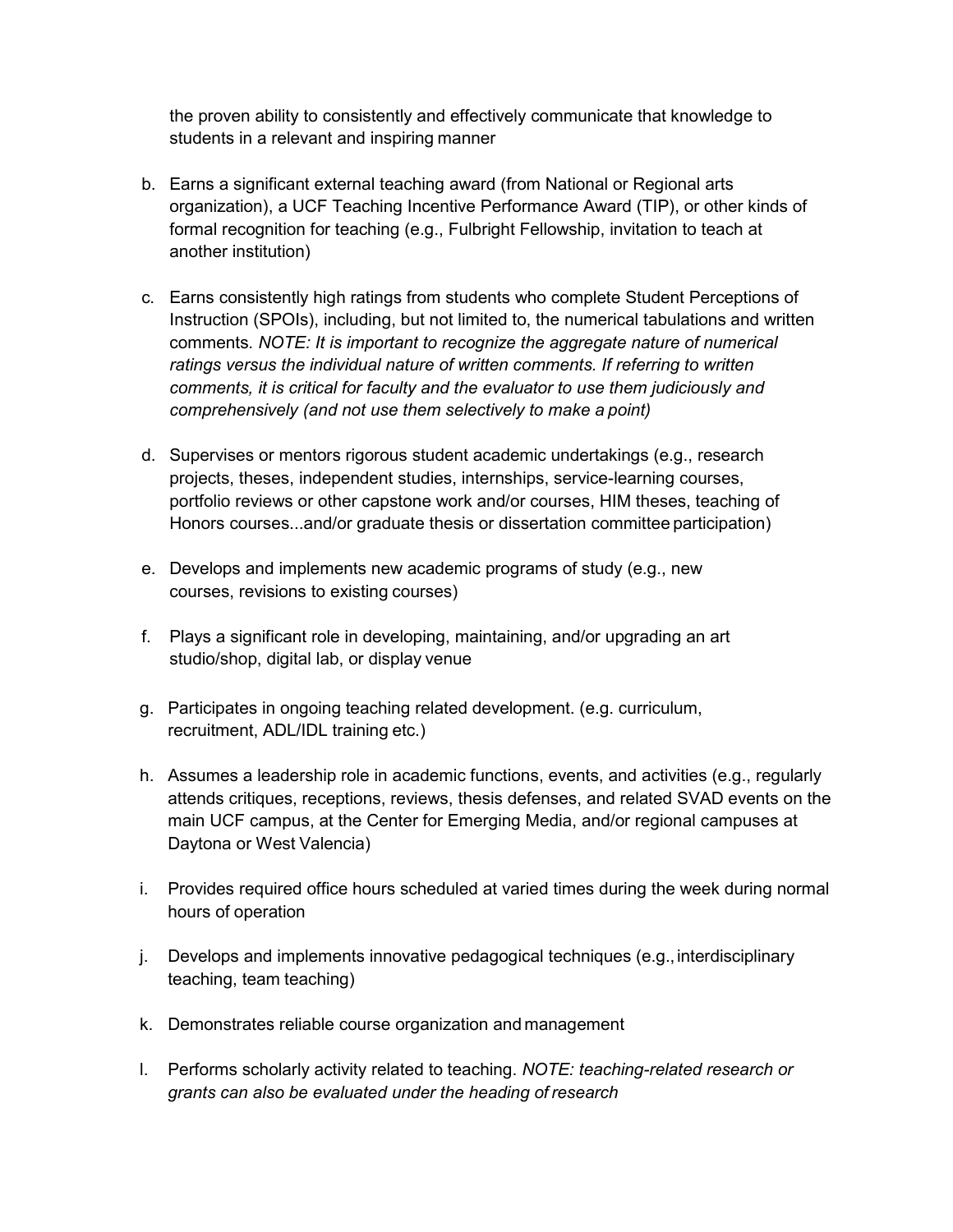the proven ability to consistently and effectively communicate that knowledge to students in a relevant and inspiring manner

b. Earns a significant external teaching award (from National or Regional arts organization), a UCF Teaching Incentive Performance Award (TIP), or other kinds of formal recognition for teaching (e.g., Fulbright Fellowship, invitation to teach at another institution)

c. Earns consistently high ratings from students who complete Student Perceptions of Instruction (SPOIs), including, but not limited to, the numerical tabulations and written comments. *NOTE: It is important to recognize the aggregate nature of numerical ratings versus the individual nature of written comments. If referring to written comments, it is critical for faculty and the evaluator to use them judiciously and comprehensively (and not use them selectively to make a point)*

d. Supervises or mentors rigorous student academic undertakings (e.g., research projects, theses, independent studies, internships, service-learning courses, portfolio reviews or other capstone work and/or courses, HIM theses, teaching of Honors courses...and/or graduate thesis or dissertation committee participation)

e. Develops and implements new academic programs of study (e.g., new courses, revisions to existing courses)

f. Plays a significant role in developing, maintaining, and/or upgrading an art studio/shop, digital lab, or display venue

g. Participates in ongoing teaching related development. (e.g. curriculum, recruitment, ADL/IDL training etc.)

h. Assumes a leadership role in academic functions, events, and activities (e.g., regularly attends critiques, receptions, reviews, thesis defenses, and related SVAD events on the main UCF campus, at the Center for Emerging Media, and/or regional campuses at Daytona or West Valencia)

i. Provides required office hours scheduled at varied times during the week during normal hours of operation

j. Develops and implements innovative pedagogical techniques (e.g., interdisciplinary teaching, team teaching)

k. Demonstrates reliable course organization and management

l. Performs scholarly activity related to teaching. *NOTE: teaching-related research or grants can also be evaluated under the heading of research*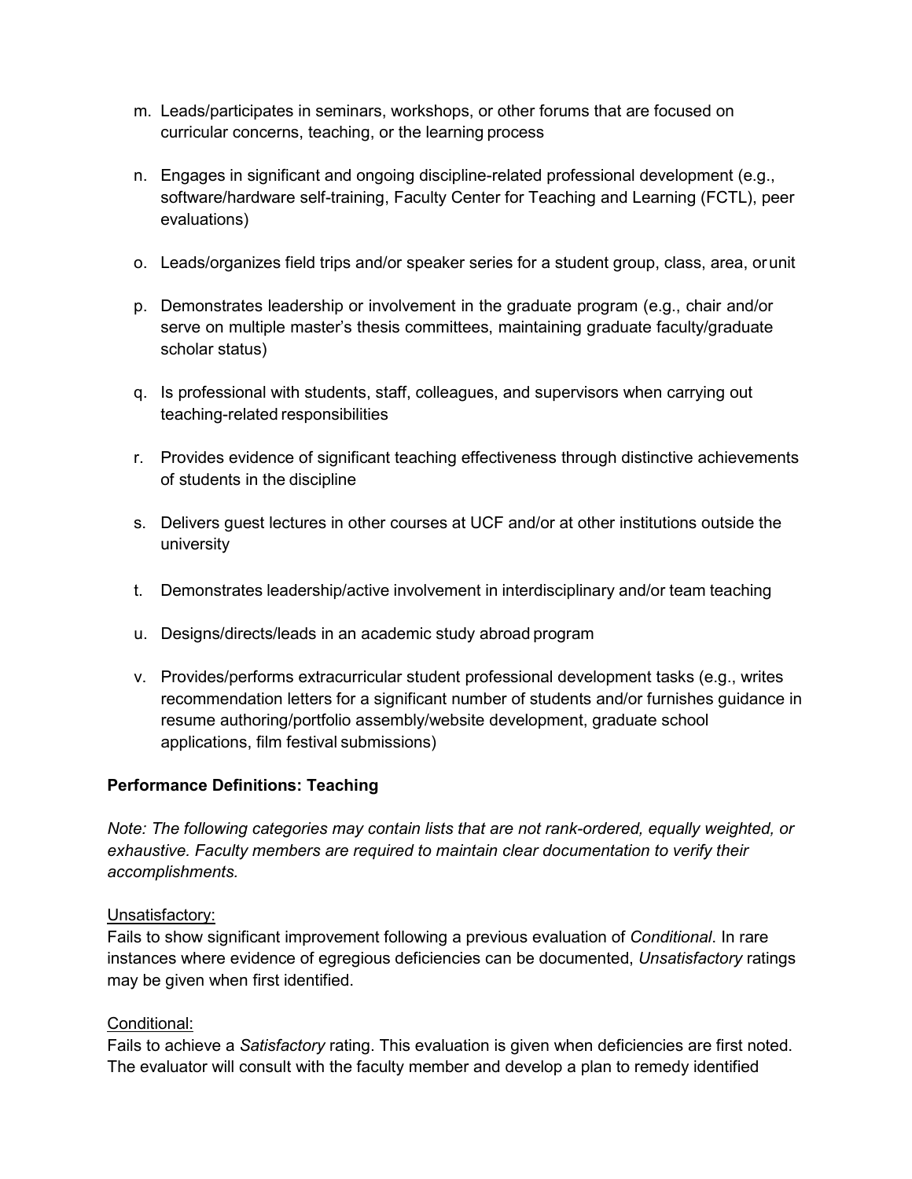m. Leads/participates in seminars, workshops, or other forums that are focused on curricular concerns, teaching, or the learning process

n. Engages in significant and ongoing discipline-related professional development (e.g., software/hardware self-training, Faculty Center for Teaching and Learning (FCTL), peer evaluations)

o. Leads/organizes field trips and/or speaker series for a student group, class, area, or unit

p. Demonstrates leadership or involvement in the graduate program (e.g., chair and/or serve on multiple master's thesis committees, maintaining graduate faculty/graduate scholar status)

q. Is professional with students, staff, colleagues, and supervisors when carrying out teaching-related responsibilities

r. Provides evidence of significant teaching effectiveness through distinctive achievements of students in the discipline

s. Delivers guest lectures in other courses at UCF and/or at other institutions outside the university

t. Demonstrates leadership/active involvement in interdisciplinary and/or team teaching

u. Designs/directs/leads in an academic study abroad program

v. Provides/performs extracurricular student professional development tasks (e.g., writes recommendation letters for a significant number of students and/or furnishes guidance in resume authoring/portfolio assembly/website development, graduate school applications, film festival submissions)

**Performance Definitions: Teaching**

*Note: The following categories may contain lists that are not rank-ordered, equally weighted, or exhaustive. Faculty members are required to maintain clear documentation to verify their accomplishments.*

Unsatisfactory:
Fails to show significant improvement following a previous evaluation of *Conditional*. In rare instances where evidence of egregious deficiencies can be documented, *Unsatisfactory* ratings may be given when first identified.

Conditional:
Fails to achieve a *Satisfactory* rating. This evaluation is given when deficiencies are first noted. The evaluator will consult with the faculty member and develop a plan to remedy identified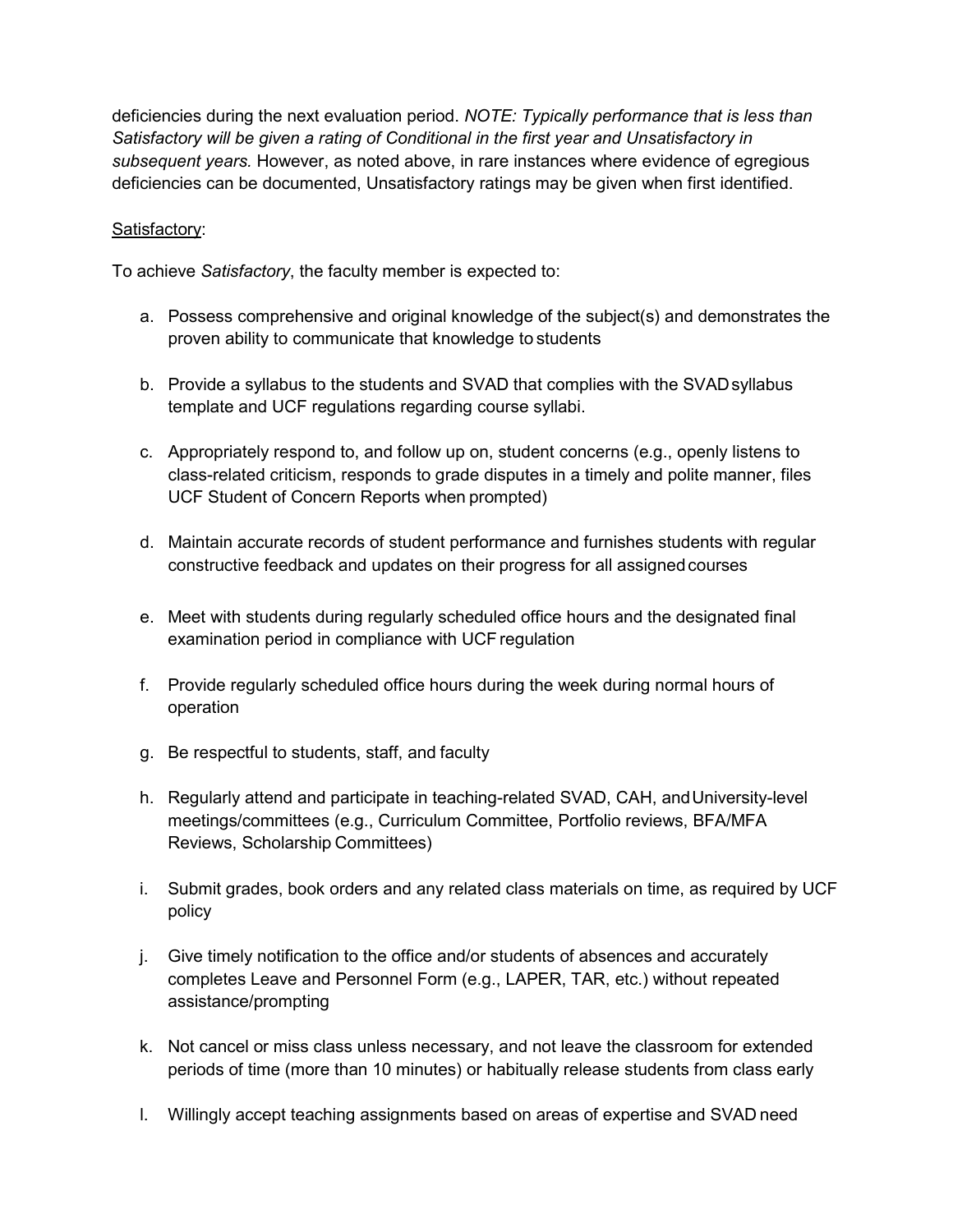deficiencies during the next evaluation period. *NOTE: Typically performance that is less than Satisfactory will be given a rating of Conditional in the first year and Unsatisfactory in subsequent years.* However, as noted above, in rare instances where evidence of egregious deficiencies can be documented, Unsatisfactory ratings may be given when first identified.

<u>Satisfactory</u>:

To achieve *Satisfactory*, the faculty member is expected to:

a. Possess comprehensive and original knowledge of the subject(s) and demonstrates the proven ability to communicate that knowledge to students

b. Provide a syllabus to the students and SVAD that complies with the SVAD syllabus template and UCF regulations regarding course syllabi.

c. Appropriately respond to, and follow up on, student concerns (e.g., openly listens to class-related criticism, responds to grade disputes in a timely and polite manner, files UCF Student of Concern Reports when prompted)

d. Maintain accurate records of student performance and furnishes students with regular constructive feedback and updates on their progress for all assigned courses

e. Meet with students during regularly scheduled office hours and the designated final examination period in compliance with UCF regulation

f. Provide regularly scheduled office hours during the week during normal hours of operation

g. Be respectful to students, staff, and faculty

h. Regularly attend and participate in teaching-related SVAD, CAH, and University-level meetings/committees (e.g., Curriculum Committee, Portfolio reviews, BFA/MFA Reviews, Scholarship Committees)

i. Submit grades, book orders and any related class materials on time, as required by UCF policy

j. Give timely notification to the office and/or students of absences and accurately completes Leave and Personnel Form (e.g., LAPER, TAR, etc.) without repeated assistance/prompting

k. Not cancel or miss class unless necessary, and not leave the classroom for extended periods of time (more than 10 minutes) or habitually release students from class early

l. Willingly accept teaching assignments based on areas of expertise and SVAD need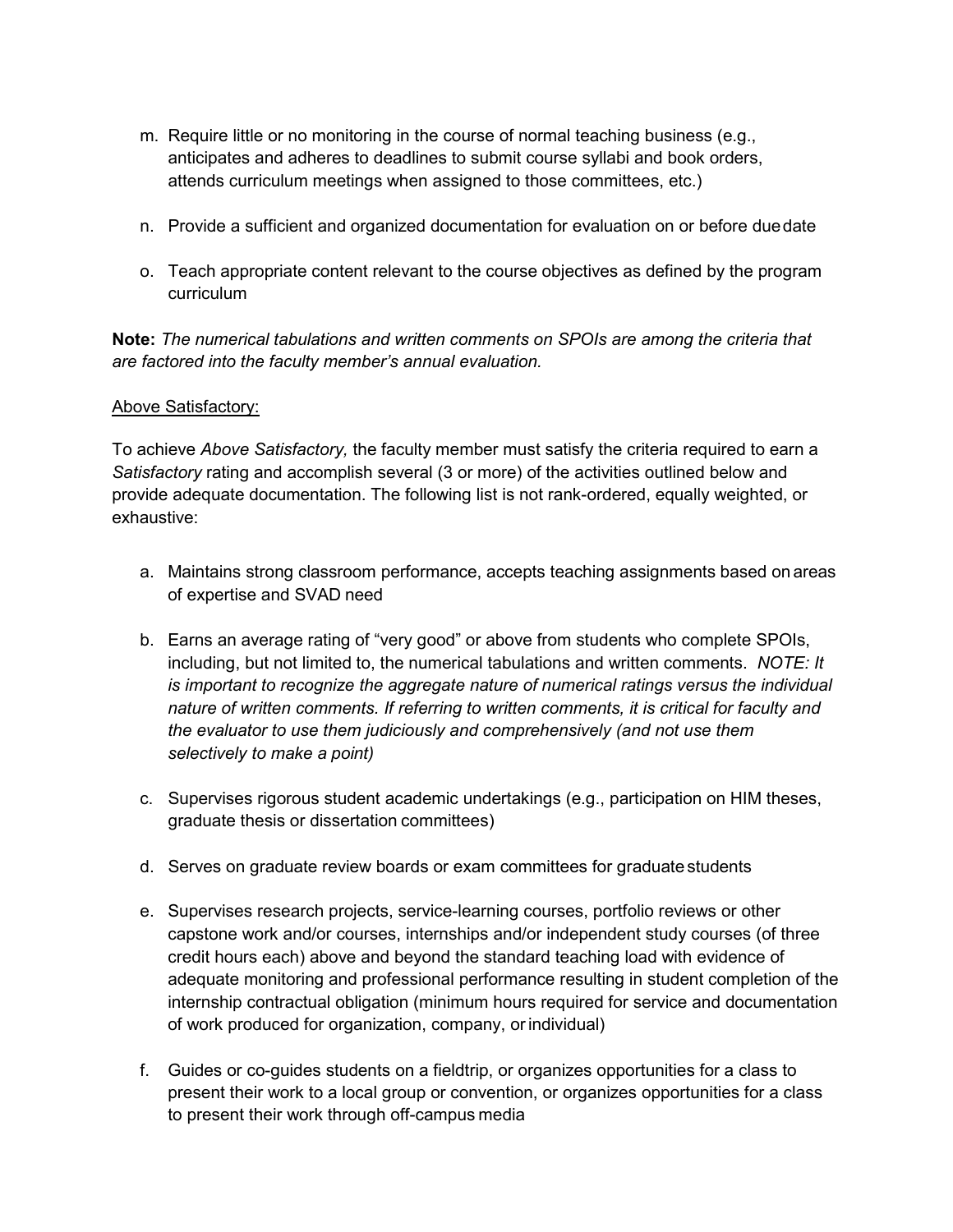m. Require little or no monitoring in the course of normal teaching business (e.g., anticipates and adheres to deadlines to submit course syllabi and book orders, attends curriculum meetings when assigned to those committees, etc.)

n. Provide a sufficient and organized documentation for evaluation on or before due date

o. Teach appropriate content relevant to the course objectives as defined by the program curriculum

**Note:** *The numerical tabulations and written comments on SPOIs are among the criteria that are factored into the faculty member's annual evaluation.*

<u>Above Satisfactory:</u>

To achieve *Above Satisfactory,* the faculty member must satisfy the criteria required to earn a *Satisfactory* rating and accomplish several (3 or more) of the activities outlined below and provide adequate documentation. The following list is not rank-ordered, equally weighted, or exhaustive:

a. Maintains strong classroom performance, accepts teaching assignments based on areas of expertise and SVAD need

b. Earns an average rating of "very good" or above from students who complete SPOIs, including, but not limited to, the numerical tabulations and written comments. *NOTE: It is important to recognize the aggregate nature of numerical ratings versus the individual nature of written comments. If referring to written comments, it is critical for faculty and the evaluator to use them judiciously and comprehensively (and not use them selectively to make a point)*

c. Supervises rigorous student academic undertakings (e.g., participation on HIM theses, graduate thesis or dissertation committees)

d. Serves on graduate review boards or exam committees for graduate students

e. Supervises research projects, service-learning courses, portfolio reviews or other capstone work and/or courses, internships and/or independent study courses (of three credit hours each) above and beyond the standard teaching load with evidence of adequate monitoring and professional performance resulting in student completion of the internship contractual obligation (minimum hours required for service and documentation of work produced for organization, company, or individual)

f. Guides or co-guides students on a fieldtrip, or organizes opportunities for a class to present their work to a local group or convention, or organizes opportunities for a class to present their work through off-campus media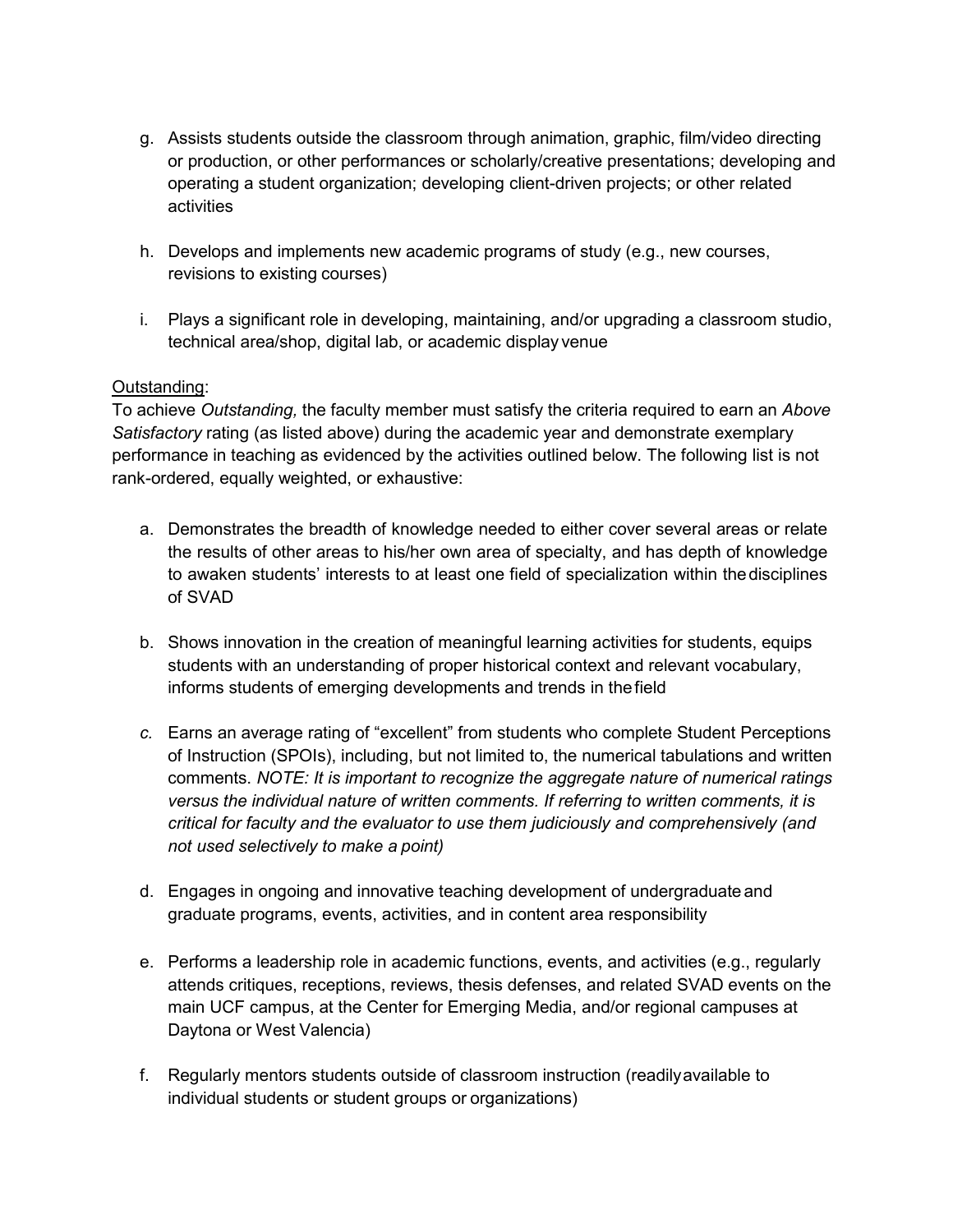g. Assists students outside the classroom through animation, graphic, film/video directing or production, or other performances or scholarly/creative presentations; developing and operating a student organization; developing client-driven projects; or other related activities

h. Develops and implements new academic programs of study (e.g., new courses, revisions to existing courses)

i. Plays a significant role in developing, maintaining, and/or upgrading a classroom studio, technical area/shop, digital lab, or academic display venue

<u>Outstanding</u>:
To achieve *Outstanding,* the faculty member must satisfy the criteria required to earn an *Above Satisfactory* rating (as listed above) during the academic year and demonstrate exemplary performance in teaching as evidenced by the activities outlined below. The following list is not rank-ordered, equally weighted, or exhaustive:

a. Demonstrates the breadth of knowledge needed to either cover several areas or relate the results of other areas to his/her own area of specialty, and has depth of knowledge to awaken students' interests to at least one field of specialization within the disciplines of SVAD

b. Shows innovation in the creation of meaningful learning activities for students, equips students with an understanding of proper historical context and relevant vocabulary, informs students of emerging developments and trends in the field

*c.* Earns an average rating of "excellent" from students who complete Student Perceptions of Instruction (SPOIs), including, but not limited to, the numerical tabulations and written comments. *NOTE: It is important to recognize the aggregate nature of numerical ratings versus the individual nature of written comments. If referring to written comments, it is critical for faculty and the evaluator to use them judiciously and comprehensively (and not used selectively to make a point)*

d. Engages in ongoing and innovative teaching development of undergraduate and graduate programs, events, activities, and in content area responsibility

e. Performs a leadership role in academic functions, events, and activities (e.g., regularly attends critiques, receptions, reviews, thesis defenses, and related SVAD events on the main UCF campus, at the Center for Emerging Media, and/or regional campuses at Daytona or West Valencia)

f. Regularly mentors students outside of classroom instruction (readily available to individual students or student groups or organizations)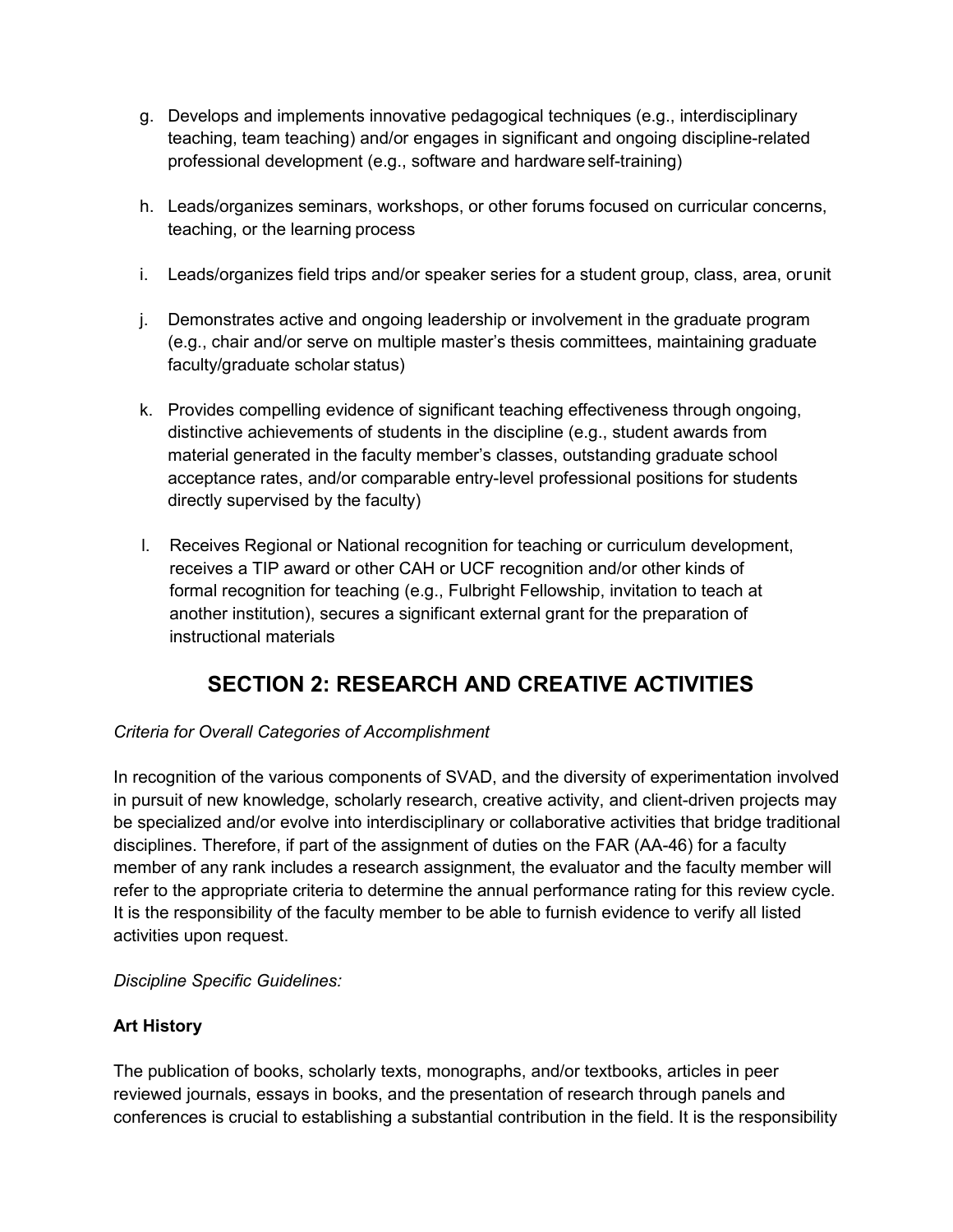g. Develops and implements innovative pedagogical techniques (e.g., interdisciplinary teaching, team teaching) and/or engages in significant and ongoing discipline-related professional development (e.g., software and hardware self-training)

h. Leads/organizes seminars, workshops, or other forums focused on curricular concerns, teaching, or the learning process

i. Leads/organizes field trips and/or speaker series for a student group, class, area, or unit

j. Demonstrates active and ongoing leadership or involvement in the graduate program (e.g., chair and/or serve on multiple master's thesis committees, maintaining graduate faculty/graduate scholar status)

k. Provides compelling evidence of significant teaching effectiveness through ongoing, distinctive achievements of students in the discipline (e.g., student awards from material generated in the faculty member's classes, outstanding graduate school acceptance rates, and/or comparable entry-level professional positions for students directly supervised by the faculty)

l. Receives Regional or National recognition for teaching or curriculum development, receives a TIP award or other CAH or UCF recognition and/or other kinds of formal recognition for teaching (e.g., Fulbright Fellowship, invitation to teach at another institution), secures a significant external grant for the preparation of instructional materials

## SECTION 2: RESEARCH AND CREATIVE ACTIVITIES

*Criteria for Overall Categories of Accomplishment*

In recognition of the various components of SVAD, and the diversity of experimentation involved in pursuit of new knowledge, scholarly research, creative activity, and client-driven projects may be specialized and/or evolve into interdisciplinary or collaborative activities that bridge traditional disciplines. Therefore, if part of the assignment of duties on the FAR (AA-46) for a faculty member of any rank includes a research assignment, the evaluator and the faculty member will refer to the appropriate criteria to determine the annual performance rating for this review cycle. It is the responsibility of the faculty member to be able to furnish evidence to verify all listed activities upon request.

*Discipline Specific Guidelines:*

**Art History**

The publication of books, scholarly texts, monographs, and/or textbooks, articles in peer reviewed journals, essays in books, and the presentation of research through panels and conferences is crucial to establishing a substantial contribution in the field. It is the responsibility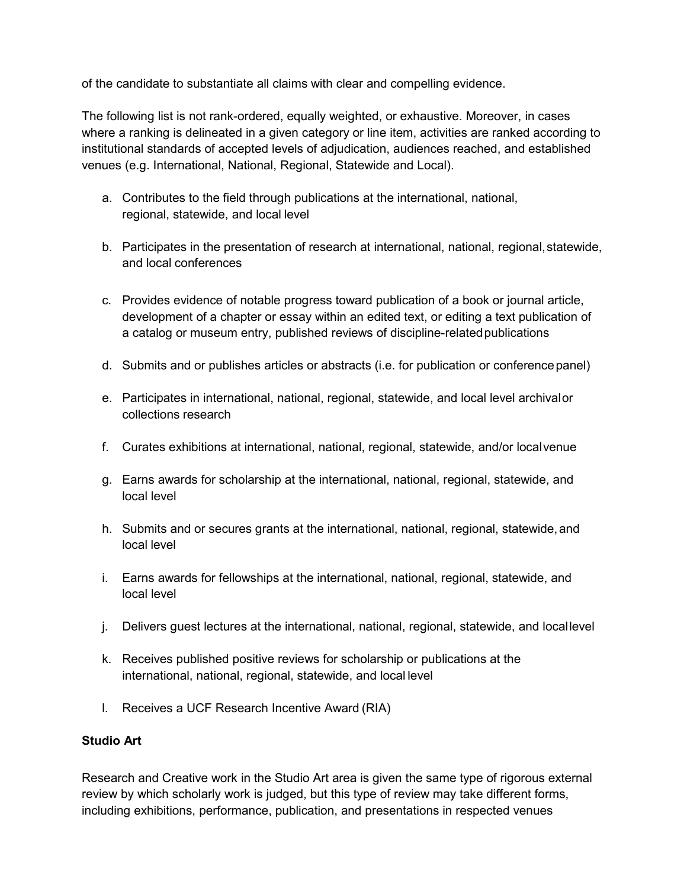of the candidate to substantiate all claims with clear and compelling evidence.

The following list is not rank-ordered, equally weighted, or exhaustive. Moreover, in cases where a ranking is delineated in a given category or line item, activities are ranked according to institutional standards of accepted levels of adjudication, audiences reached, and established venues (e.g. International, National, Regional, Statewide and Local).

a. Contributes to the field through publications at the international, national, regional, statewide, and local level

b. Participates in the presentation of research at international, national, regional, statewide, and local conferences

c. Provides evidence of notable progress toward publication of a book or journal article, development of a chapter or essay within an edited text, or editing a text publication of a catalog or museum entry, published reviews of discipline-related publications

d. Submits and or publishes articles or abstracts (i.e. for publication or conference panel)

e. Participates in international, national, regional, statewide, and local level archival or collections research

f. Curates exhibitions at international, national, regional, statewide, and/or local venue

g. Earns awards for scholarship at the international, national, regional, statewide, and local level

h. Submits and or secures grants at the international, national, regional, statewide, and local level

i. Earns awards for fellowships at the international, national, regional, statewide, and local level

j. Delivers guest lectures at the international, national, regional, statewide, and local level

k. Receives published positive reviews for scholarship or publications at the international, national, regional, statewide, and local level

l. Receives a UCF Research Incentive Award (RIA)

**Studio Art**

Research and Creative work in the Studio Art area is given the same type of rigorous external review by which scholarly work is judged, but this type of review may take different forms, including exhibitions, performance, publication, and presentations in respected venues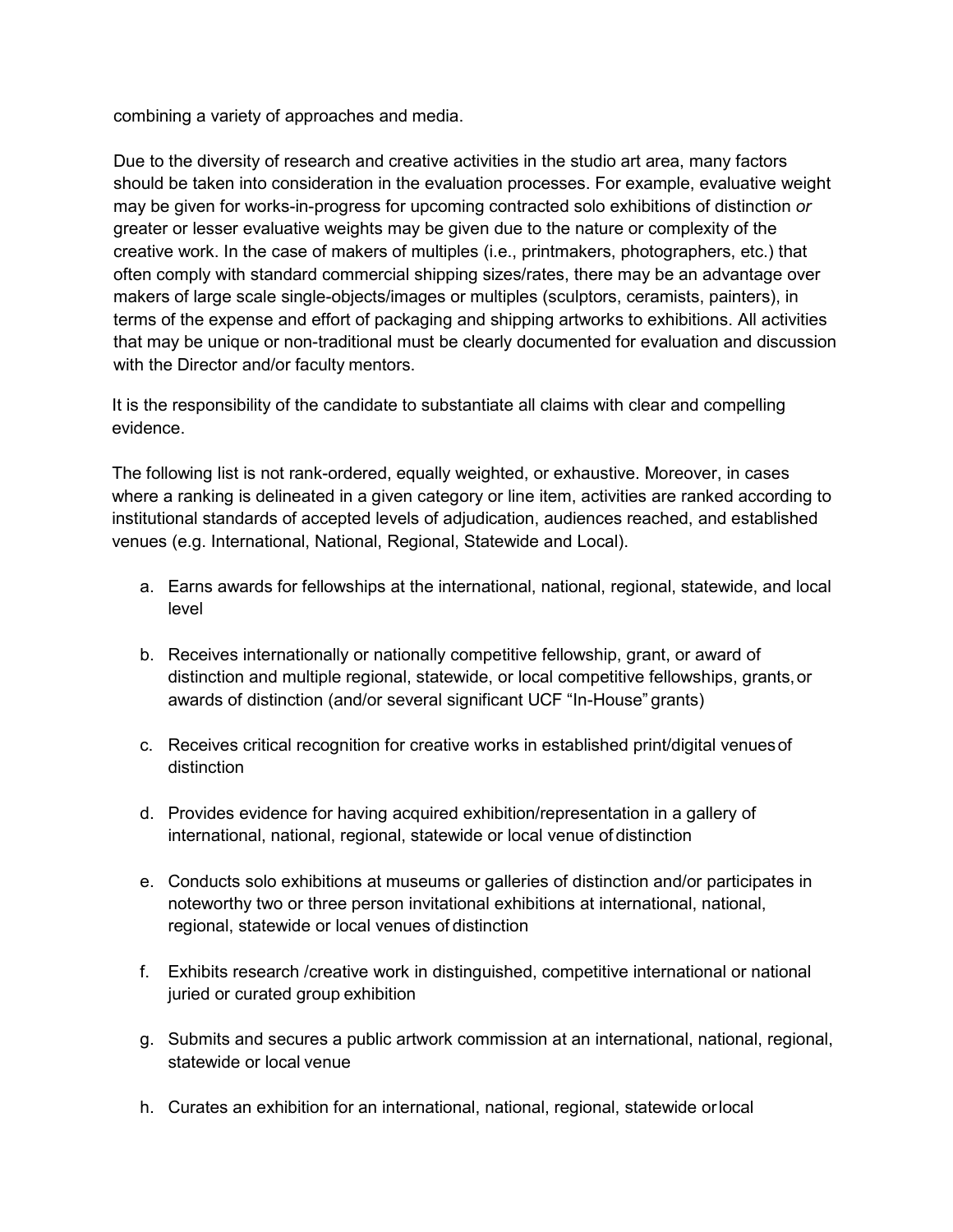combining a variety of approaches and media.

Due to the diversity of research and creative activities in the studio art area, many factors should be taken into consideration in the evaluation processes. For example, evaluative weight may be given for works-in-progress for upcoming contracted solo exhibitions of distinction *or* greater or lesser evaluative weights may be given due to the nature or complexity of the creative work. In the case of makers of multiples (i.e., printmakers, photographers, etc.) that often comply with standard commercial shipping sizes/rates, there may be an advantage over makers of large scale single-objects/images or multiples (sculptors, ceramists, painters), in terms of the expense and effort of packaging and shipping artworks to exhibitions. All activities that may be unique or non-traditional must be clearly documented for evaluation and discussion with the Director and/or faculty mentors.

It is the responsibility of the candidate to substantiate all claims with clear and compelling evidence.

The following list is not rank-ordered, equally weighted, or exhaustive. Moreover, in cases where a ranking is delineated in a given category or line item, activities are ranked according to institutional standards of accepted levels of adjudication, audiences reached, and established venues (e.g. International, National, Regional, Statewide and Local).

a. Earns awards for fellowships at the international, national, regional, statewide, and local level

b. Receives internationally or nationally competitive fellowship, grant, or award of distinction and multiple regional, statewide, or local competitive fellowships, grants, or awards of distinction (and/or several significant UCF "In-House" grants)

c. Receives critical recognition for creative works in established print/digital venues of distinction

d. Provides evidence for having acquired exhibition/representation in a gallery of international, national, regional, statewide or local venue of distinction

e. Conducts solo exhibitions at museums or galleries of distinction and/or participates in noteworthy two or three person invitational exhibitions at international, national, regional, statewide or local venues of distinction

f. Exhibits research /creative work in distinguished, competitive international or national juried or curated group exhibition

g. Submits and secures a public artwork commission at an international, national, regional, statewide or local venue

h. Curates an exhibition for an international, national, regional, statewide or local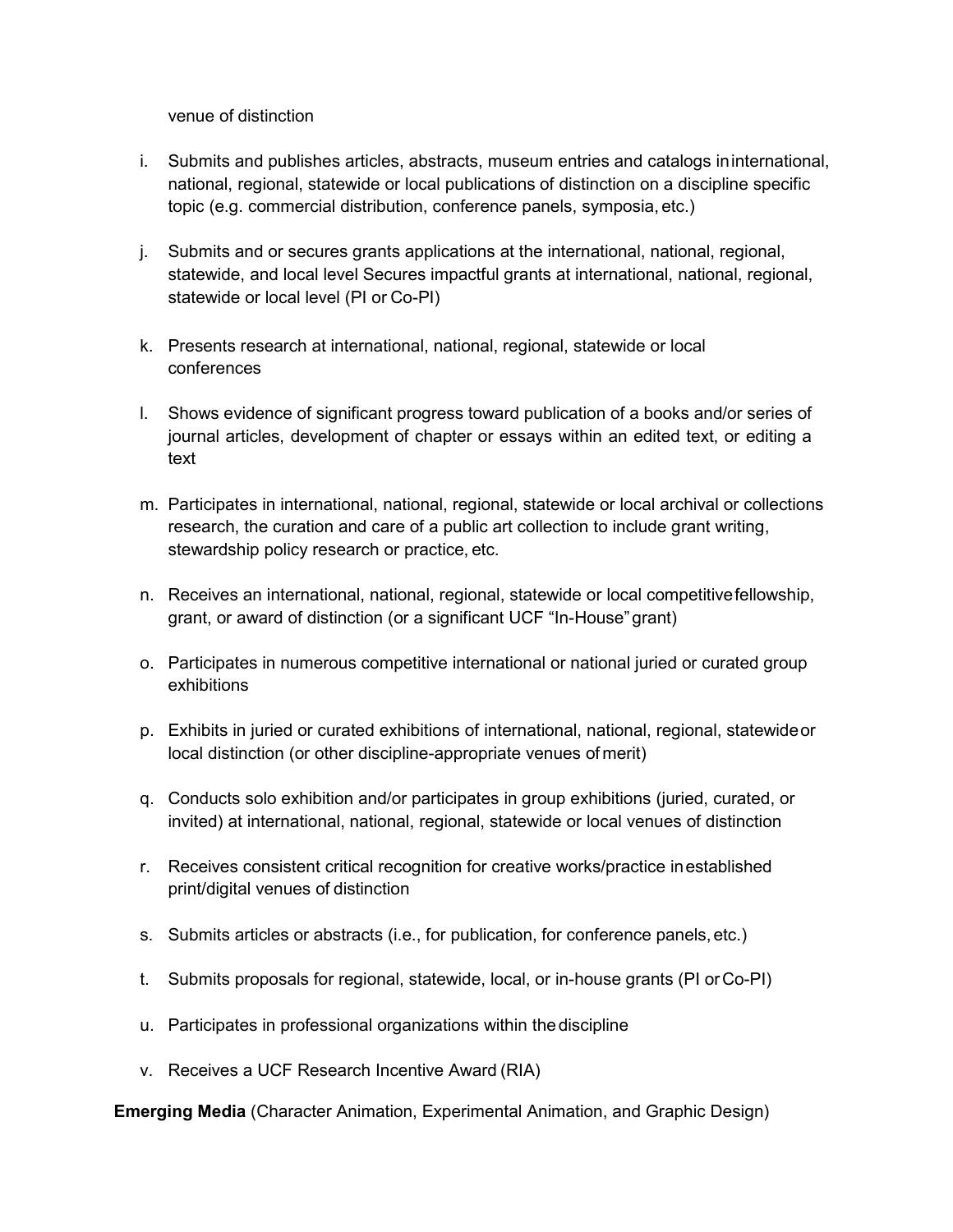venue of distinction

i. Submits and publishes articles, abstracts, museum entries and catalogs in international, national, regional, statewide or local publications of distinction on a discipline specific topic (e.g. commercial distribution, conference panels, symposia, etc.)

j. Submits and or secures grants applications at the international, national, regional, statewide, and local level Secures impactful grants at international, national, regional, statewide or local level (PI or Co-PI)

k. Presents research at international, national, regional, statewide or local conferences

l. Shows evidence of significant progress toward publication of a books and/or series of journal articles, development of chapter or essays within an edited text, or editing a text

m. Participates in international, national, regional, statewide or local archival or collections research, the curation and care of a public art collection to include grant writing, stewardship policy research or practice, etc.

n. Receives an international, national, regional, statewide or local competitive fellowship, grant, or award of distinction (or a significant UCF "In-House" grant)

o. Participates in numerous competitive international or national juried or curated group exhibitions

p. Exhibits in juried or curated exhibitions of international, national, regional, statewide or local distinction (or other discipline-appropriate venues of merit)

q. Conducts solo exhibition and/or participates in group exhibitions (juried, curated, or invited) at international, national, regional, statewide or local venues of distinction

r. Receives consistent critical recognition for creative works/practice in established print/digital venues of distinction

s. Submits articles or abstracts (i.e., for publication, for conference panels, etc.)

t. Submits proposals for regional, statewide, local, or in-house grants (PI or Co-PI)

u. Participates in professional organizations within the discipline

v. Receives a UCF Research Incentive Award (RIA)

**Emerging Media** (Character Animation, Experimental Animation, and Graphic Design)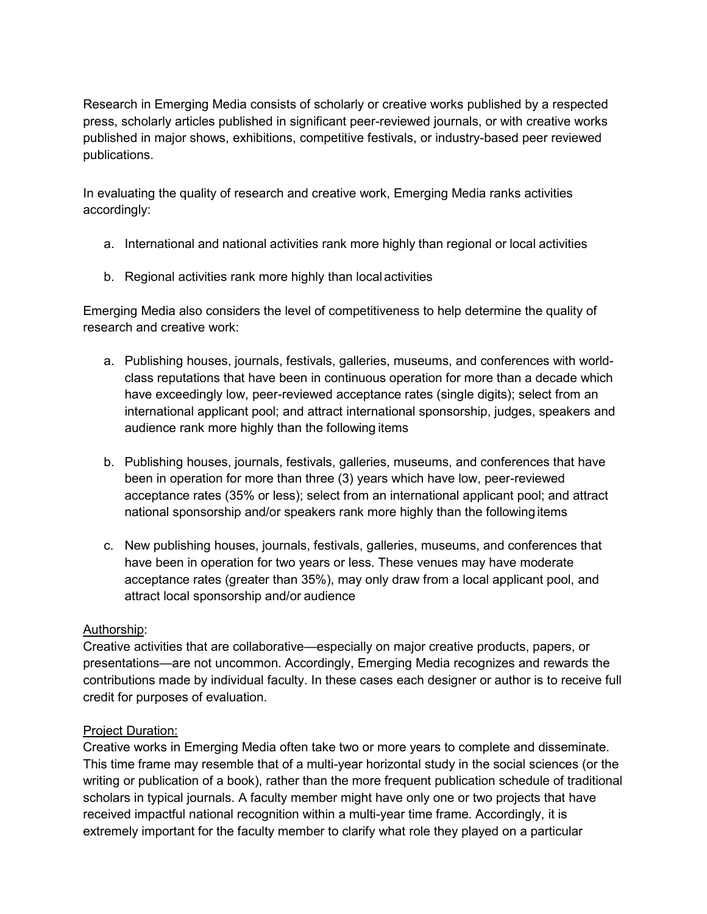Research in Emerging Media consists of scholarly or creative works published by a respected press, scholarly articles published in significant peer-reviewed journals, or with creative works published in major shows, exhibitions, competitive festivals, or industry-based peer reviewed publications.

In evaluating the quality of research and creative work, Emerging Media ranks activities accordingly:

a. International and national activities rank more highly than regional or local activities

b. Regional activities rank more highly than local activities

Emerging Media also considers the level of competitiveness to help determine the quality of research and creative work:

a. Publishing houses, journals, festivals, galleries, museums, and conferences with world-class reputations that have been in continuous operation for more than a decade which have exceedingly low, peer-reviewed acceptance rates (single digits); select from an international applicant pool; and attract international sponsorship, judges, speakers and audience rank more highly than the following items

b. Publishing houses, journals, festivals, galleries, museums, and conferences that have been in operation for more than three (3) years which have low, peer-reviewed acceptance rates (35% or less); select from an international applicant pool; and attract national sponsorship and/or speakers rank more highly than the following items

c. New publishing houses, journals, festivals, galleries, museums, and conferences that have been in operation for two years or less. These venues may have moderate acceptance rates (greater than 35%), may only draw from a local applicant pool, and attract local sponsorship and/or audience

<u>Authorship</u>:
Creative activities that are collaborative—especially on major creative products, papers, or presentations—are not uncommon. Accordingly, Emerging Media recognizes and rewards the contributions made by individual faculty. In these cases each designer or author is to receive full credit for purposes of evaluation.

<u>Project Duration:</u>
Creative works in Emerging Media often take two or more years to complete and disseminate. This time frame may resemble that of a multi-year horizontal study in the social sciences (or the writing or publication of a book), rather than the more frequent publication schedule of traditional scholars in typical journals. A faculty member might have only one or two projects that have received impactful national recognition within a multi-year time frame. Accordingly, it is extremely important for the faculty member to clarify what role they played on a particular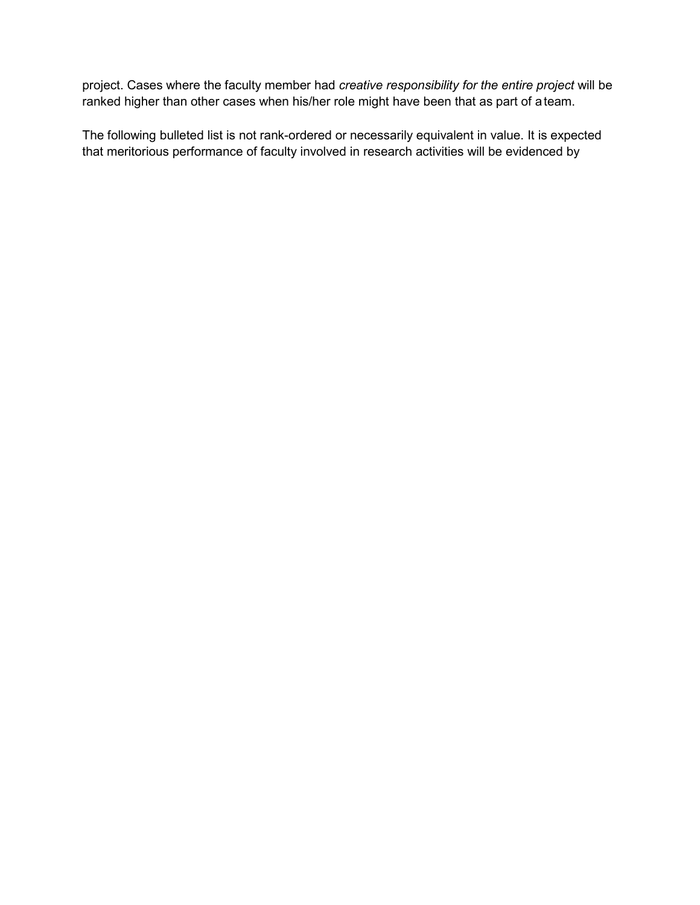project. Cases where the faculty member had *creative responsibility for the entire project* will be ranked higher than other cases when his/her role might have been that as part of a team.

The following bulleted list is not rank-ordered or necessarily equivalent in value. It is expected that meritorious performance of faculty involved in research activities will be evidenced by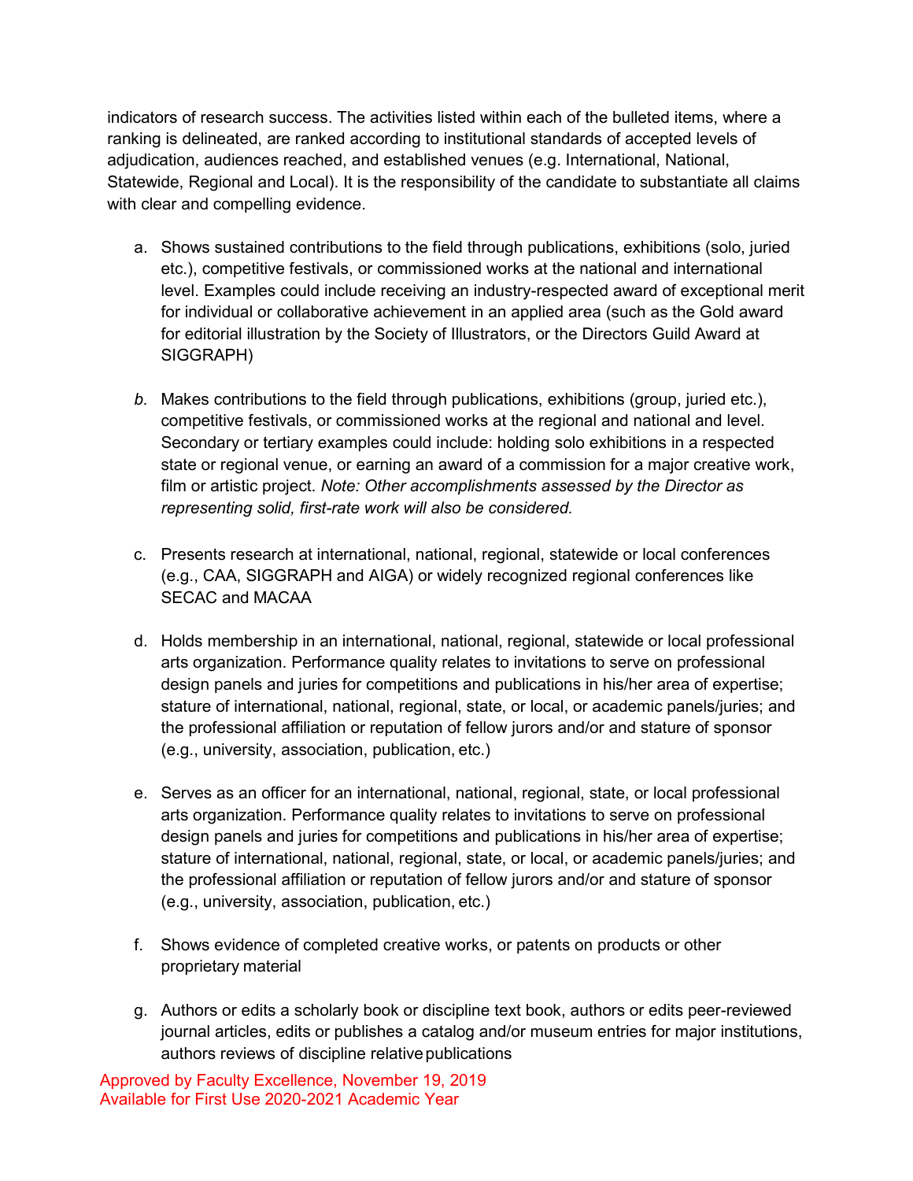indicators of research success. The activities listed within each of the bulleted items, where a ranking is delineated, are ranked according to institutional standards of accepted levels of adjudication, audiences reached, and established venues (e.g. International, National, Statewide, Regional and Local). It is the responsibility of the candidate to substantiate all claims with clear and compelling evidence.

a. Shows sustained contributions to the field through publications, exhibitions (solo, juried etc.), competitive festivals, or commissioned works at the national and international level. Examples could include receiving an industry-respected award of exceptional merit for individual or collaborative achievement in an applied area (such as the Gold award for editorial illustration by the Society of Illustrators, or the Directors Guild Award at SIGGRAPH)

*b.* Makes contributions to the field through publications, exhibitions (group, juried etc.), competitive festivals, or commissioned works at the regional and national and level. Secondary or tertiary examples could include: holding solo exhibitions in a respected state or regional venue, or earning an award of a commission for a major creative work, film or artistic project. *Note: Other accomplishments assessed by the Director as representing solid, first-rate work will also be considered.*

c. Presents research at international, national, regional, statewide or local conferences (e.g., CAA, SIGGRAPH and AIGA) or widely recognized regional conferences like SECAC and MACAA

d. Holds membership in an international, national, regional, statewide or local professional arts organization. Performance quality relates to invitations to serve on professional design panels and juries for competitions and publications in his/her area of expertise; stature of international, national, regional, state, or local, or academic panels/juries; and the professional affiliation or reputation of fellow jurors and/or and stature of sponsor (e.g., university, association, publication, etc.)

e. Serves as an officer for an international, national, regional, state, or local professional arts organization. Performance quality relates to invitations to serve on professional design panels and juries for competitions and publications in his/her area of expertise; stature of international, national, regional, state, or local, or academic panels/juries; and the professional affiliation or reputation of fellow jurors and/or and stature of sponsor (e.g., university, association, publication, etc.)

f. Shows evidence of completed creative works, or patents on products or other proprietary material

g. Authors or edits a scholarly book or discipline text book, authors or edits peer-reviewed journal articles, edits or publishes a catalog and/or museum entries for major institutions, authors reviews of discipline relative publications

Approved by Faculty Excellence, November 19, 2019
Available for First Use 2020-2021 Academic Year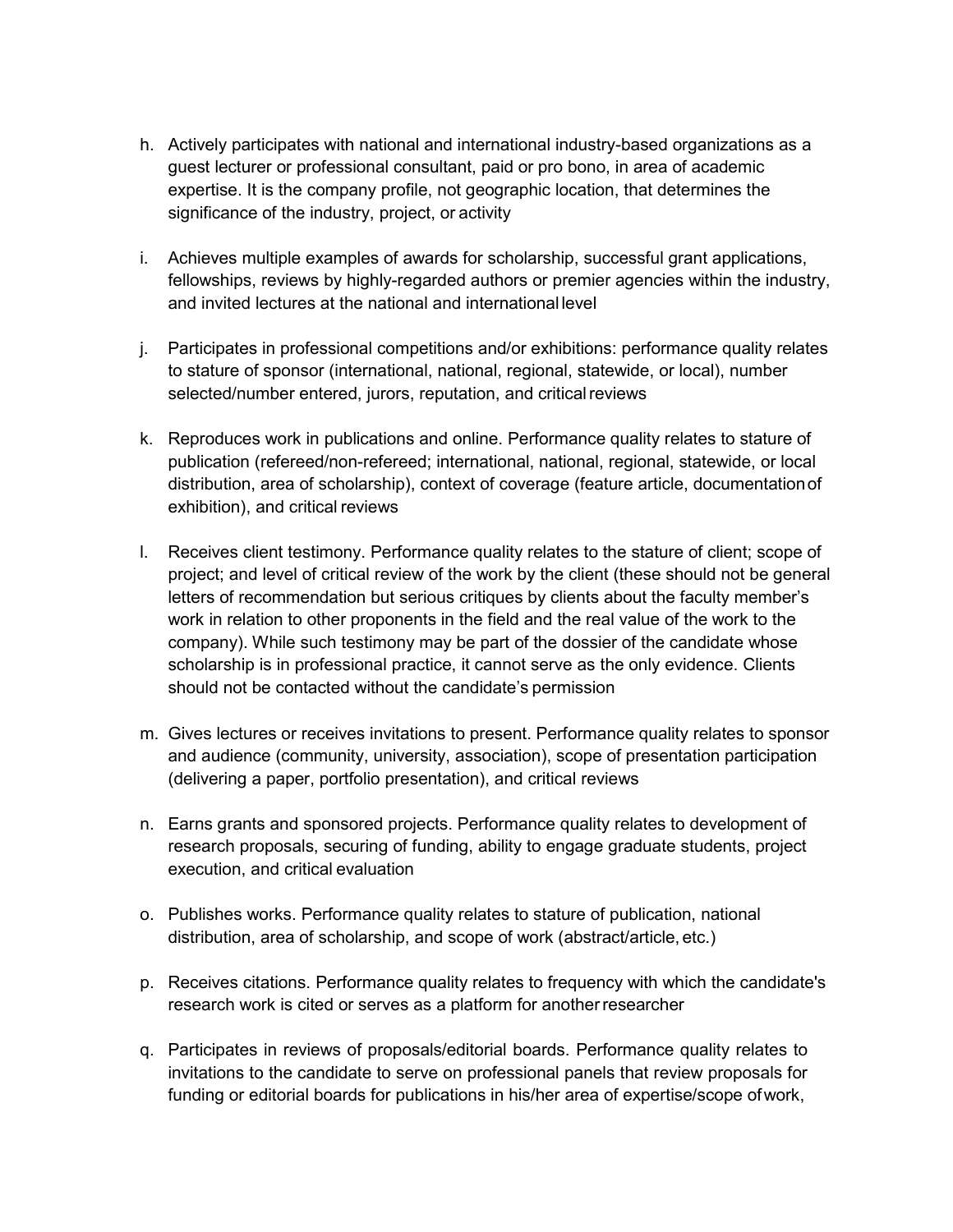h. Actively participates with national and international industry-based organizations as a guest lecturer or professional consultant, paid or pro bono, in area of academic expertise. It is the company profile, not geographic location, that determines the significance of the industry, project, or activity

i. Achieves multiple examples of awards for scholarship, successful grant applications, fellowships, reviews by highly-regarded authors or premier agencies within the industry, and invited lectures at the national and international level

j. Participates in professional competitions and/or exhibitions: performance quality relates to stature of sponsor (international, national, regional, statewide, or local), number selected/number entered, jurors, reputation, and critical reviews

k. Reproduces work in publications and online. Performance quality relates to stature of publication (refereed/non-refereed; international, national, regional, statewide, or local distribution, area of scholarship), context of coverage (feature article, documentation of exhibition), and critical reviews

l. Receives client testimony. Performance quality relates to the stature of client; scope of project; and level of critical review of the work by the client (these should not be general letters of recommendation but serious critiques by clients about the faculty member's work in relation to other proponents in the field and the real value of the work to the company). While such testimony may be part of the dossier of the candidate whose scholarship is in professional practice, it cannot serve as the only evidence. Clients should not be contacted without the candidate's permission

m. Gives lectures or receives invitations to present. Performance quality relates to sponsor and audience (community, university, association), scope of presentation participation (delivering a paper, portfolio presentation), and critical reviews

n. Earns grants and sponsored projects. Performance quality relates to development of research proposals, securing of funding, ability to engage graduate students, project execution, and critical evaluation

o. Publishes works. Performance quality relates to stature of publication, national distribution, area of scholarship, and scope of work (abstract/article, etc.)

p. Receives citations. Performance quality relates to frequency with which the candidate's research work is cited or serves as a platform for another researcher

q. Participates in reviews of proposals/editorial boards. Performance quality relates to invitations to the candidate to serve on professional panels that review proposals for funding or editorial boards for publications in his/her area of expertise/scope of work,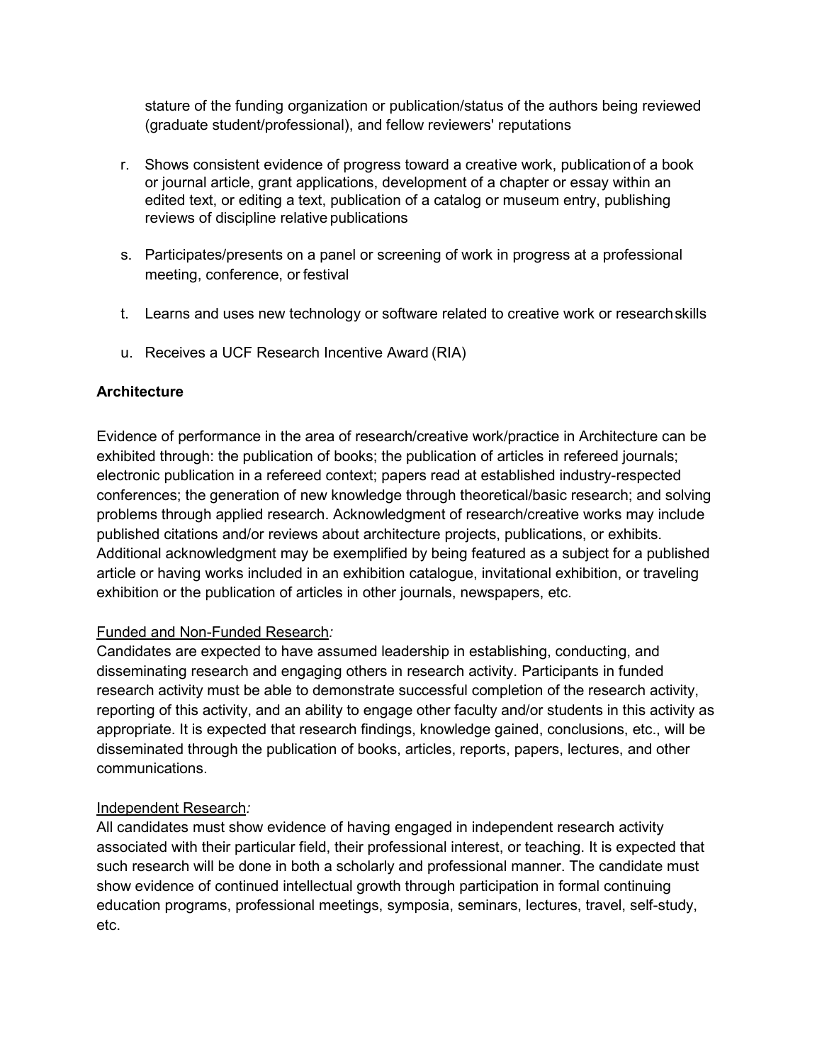stature of the funding organization or publication/status of the authors being reviewed (graduate student/professional), and fellow reviewers' reputations

r. Shows consistent evidence of progress toward a creative work, publication of a book or journal article, grant applications, development of a chapter or essay within an edited text, or editing a text, publication of a catalog or museum entry, publishing reviews of discipline relative publications

s. Participates/presents on a panel or screening of work in progress at a professional meeting, conference, or festival

t. Learns and uses new technology or software related to creative work or research skills

u. Receives a UCF Research Incentive Award (RIA)

**Architecture**

Evidence of performance in the area of research/creative work/practice in Architecture can be exhibited through: the publication of books; the publication of articles in refereed journals; electronic publication in a refereed context; papers read at established industry-respected conferences; the generation of new knowledge through theoretical/basic research; and solving problems through applied research. Acknowledgment of research/creative works may include published citations and/or reviews about architecture projects, publications, or exhibits. Additional acknowledgment may be exemplified by being featured as a subject for a published article or having works included in an exhibition catalogue, invitational exhibition, or traveling exhibition or the publication of articles in other journals, newspapers, etc.

<u>Funded and Non-Funded Research</u>*:*
Candidates are expected to have assumed leadership in establishing, conducting, and disseminating research and engaging others in research activity. Participants in funded research activity must be able to demonstrate successful completion of the research activity, reporting of this activity, and an ability to engage other faculty and/or students in this activity as appropriate. It is expected that research findings, knowledge gained, conclusions, etc., will be disseminated through the publication of books, articles, reports, papers, lectures, and other communications.

<u>Independent Research</u>*:*
All candidates must show evidence of having engaged in independent research activity associated with their particular field, their professional interest, or teaching. It is expected that such research will be done in both a scholarly and professional manner. The candidate must show evidence of continued intellectual growth through participation in formal continuing education programs, professional meetings, symposia, seminars, lectures, travel, self-study, etc.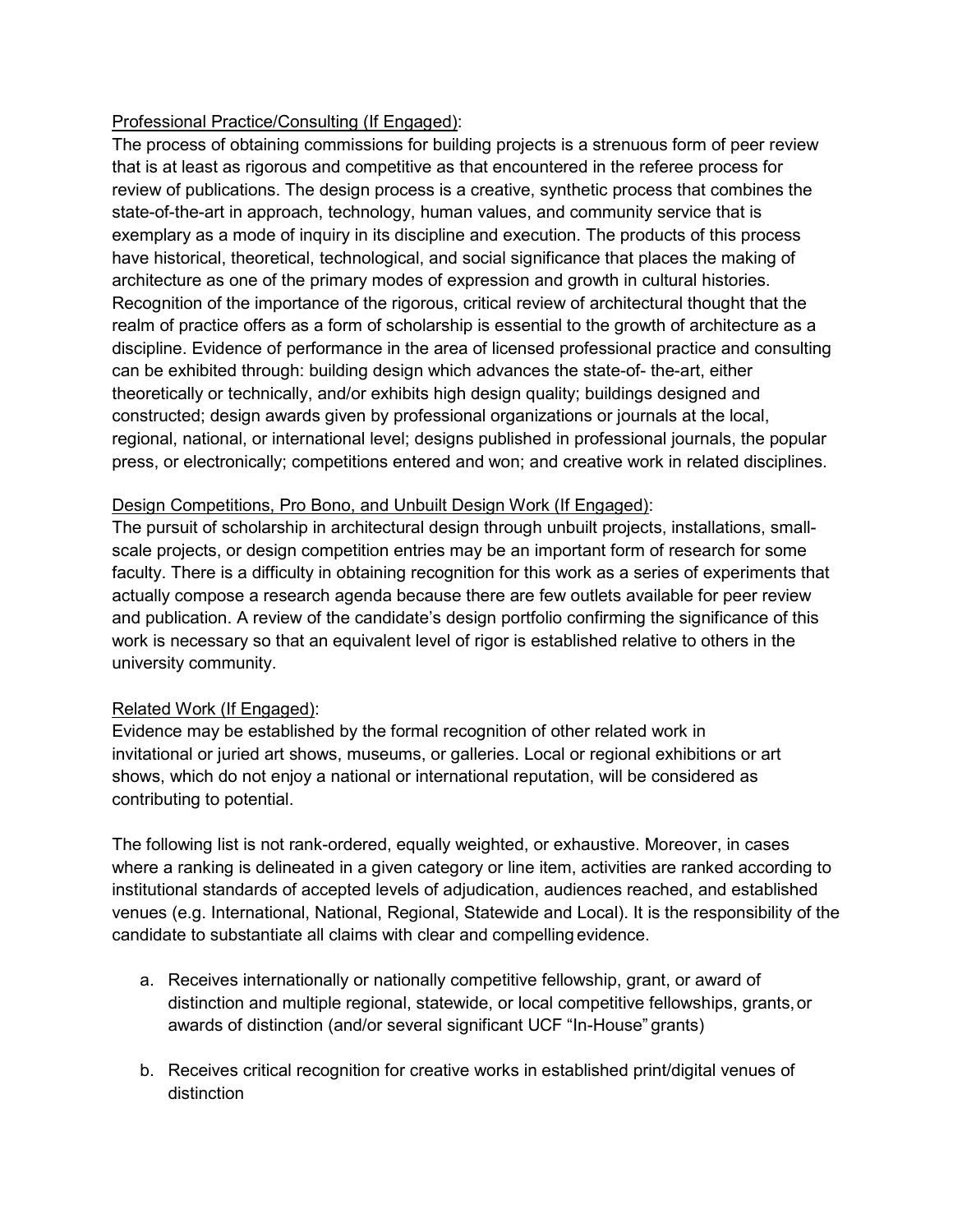<u>Professional Practice/Consulting (If Engaged)</u>:

The process of obtaining commissions for building projects is a strenuous form of peer review that is at least as rigorous and competitive as that encountered in the referee process for review of publications. The design process is a creative, synthetic process that combines the state-of-the-art in approach, technology, human values, and community service that is exemplary as a mode of inquiry in its discipline and execution. The products of this process have historical, theoretical, technological, and social significance that places the making of architecture as one of the primary modes of expression and growth in cultural histories. Recognition of the importance of the rigorous, critical review of architectural thought that the realm of practice offers as a form of scholarship is essential to the growth of architecture as a discipline. Evidence of performance in the area of licensed professional practice and consulting can be exhibited through: building design which advances the state-of- the-art, either theoretically or technically, and/or exhibits high design quality; buildings designed and constructed; design awards given by professional organizations or journals at the local, regional, national, or international level; designs published in professional journals, the popular press, or electronically; competitions entered and won; and creative work in related disciplines.

<u>Design Competitions, Pro Bono, and Unbuilt Design Work (If Engaged)</u>:

The pursuit of scholarship in architectural design through unbuilt projects, installations, small-scale projects, or design competition entries may be an important form of research for some faculty. There is a difficulty in obtaining recognition for this work as a series of experiments that actually compose a research agenda because there are few outlets available for peer review and publication. A review of the candidate's design portfolio confirming the significance of this work is necessary so that an equivalent level of rigor is established relative to others in the university community.

<u>Related Work (If Engaged)</u>:

Evidence may be established by the formal recognition of other related work in invitational or juried art shows, museums, or galleries. Local or regional exhibitions or art shows, which do not enjoy a national or international reputation, will be considered as contributing to potential.

The following list is not rank-ordered, equally weighted, or exhaustive. Moreover, in cases where a ranking is delineated in a given category or line item, activities are ranked according to institutional standards of accepted levels of adjudication, audiences reached, and established venues (e.g. International, National, Regional, Statewide and Local). It is the responsibility of the candidate to substantiate all claims with clear and compelling evidence.

a. Receives internationally or nationally competitive fellowship, grant, or award of distinction and multiple regional, statewide, or local competitive fellowships, grants, or awards of distinction (and/or several significant UCF "In-House" grants)

b. Receives critical recognition for creative works in established print/digital venues of distinction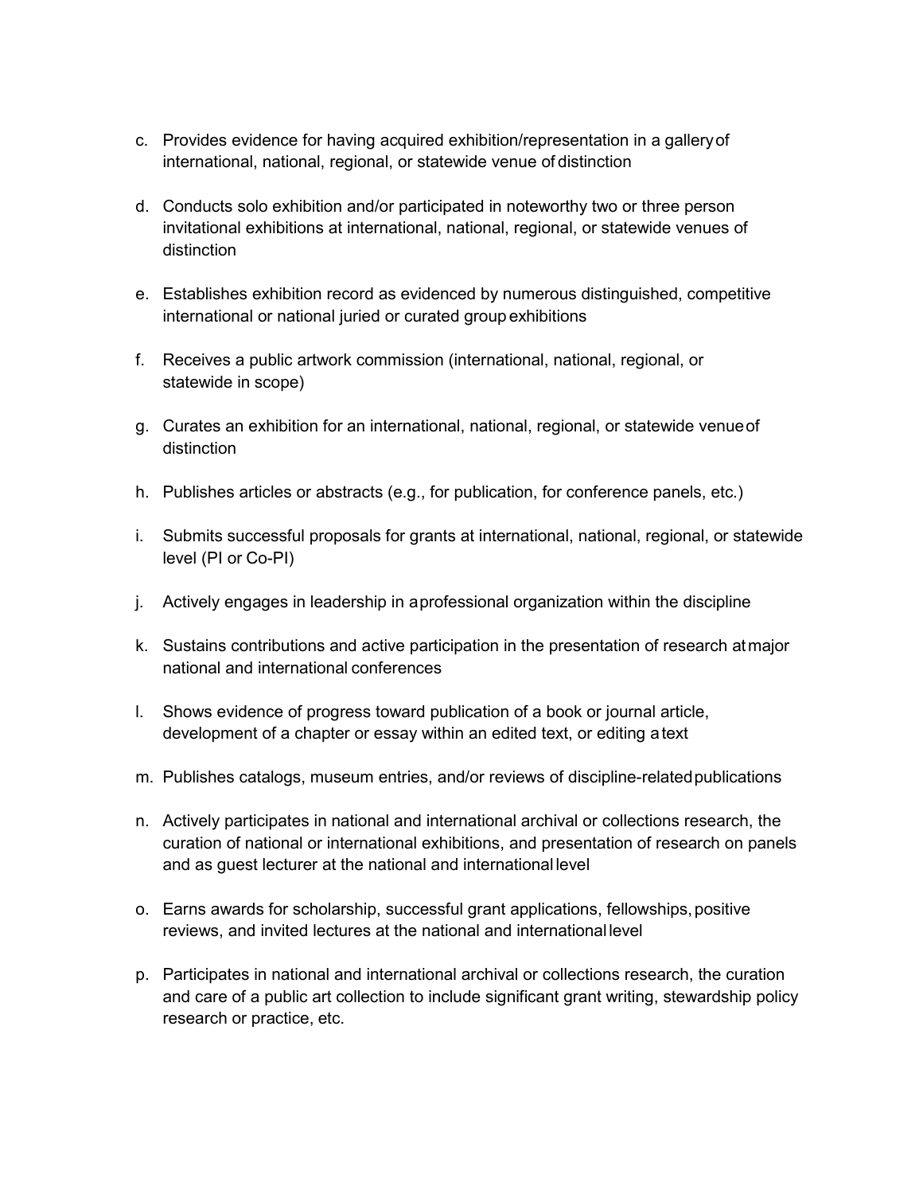c. Provides evidence for having acquired exhibition/representation in a gallery of international, national, regional, or statewide venue of distinction

d. Conducts solo exhibition and/or participated in noteworthy two or three person invitational exhibitions at international, national, regional, or statewide venues of distinction

e. Establishes exhibition record as evidenced by numerous distinguished, competitive international or national juried or curated group exhibitions

f. Receives a public artwork commission (international, national, regional, or statewide in scope)

g. Curates an exhibition for an international, national, regional, or statewide venue of distinction

h. Publishes articles or abstracts (e.g., for publication, for conference panels, etc.)

i. Submits successful proposals for grants at international, national, regional, or statewide level (PI or Co-PI)

j. Actively engages in leadership in a professional organization within the discipline

k. Sustains contributions and active participation in the presentation of research at major national and international conferences

l. Shows evidence of progress toward publication of a book or journal article, development of a chapter or essay within an edited text, or editing a text

m. Publishes catalogs, museum entries, and/or reviews of discipline-related publications

n. Actively participates in national and international archival or collections research, the curation of national or international exhibitions, and presentation of research on panels and as guest lecturer at the national and international level

o. Earns awards for scholarship, successful grant applications, fellowships, positive reviews, and invited lectures at the national and international level

p. Participates in national and international archival or collections research, the curation and care of a public art collection to include significant grant writing, stewardship policy research or practice, etc.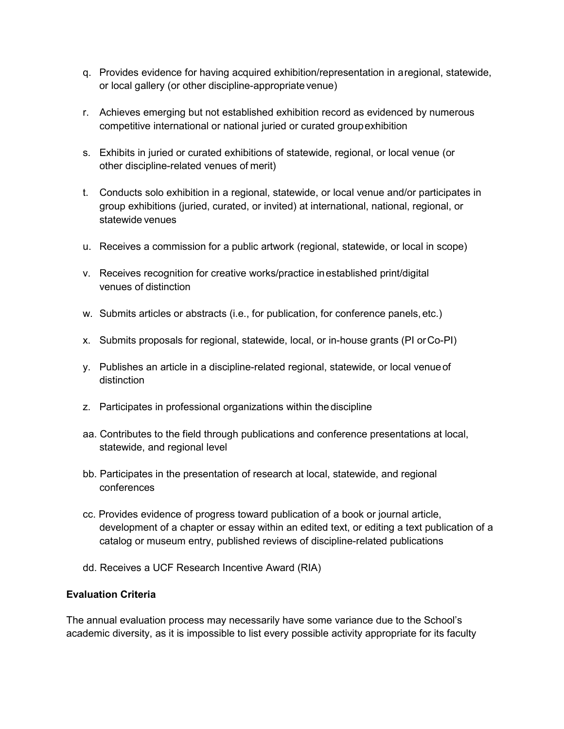q. Provides evidence for having acquired exhibition/representation in a regional, statewide, or local gallery (or other discipline-appropriate venue)

r. Achieves emerging but not established exhibition record as evidenced by numerous competitive international or national juried or curated group exhibition

s. Exhibits in juried or curated exhibitions of statewide, regional, or local venue (or other discipline-related venues of merit)

t. Conducts solo exhibition in a regional, statewide, or local venue and/or participates in group exhibitions (juried, curated, or invited) at international, national, regional, or statewide venues

u. Receives a commission for a public artwork (regional, statewide, or local in scope)

v. Receives recognition for creative works/practice in established print/digital venues of distinction

w. Submits articles or abstracts (i.e., for publication, for conference panels, etc.)

x. Submits proposals for regional, statewide, local, or in-house grants (PI or Co-PI)

y. Publishes an article in a discipline-related regional, statewide, or local venue of distinction

z. Participates in professional organizations within the discipline

aa. Contributes to the field through publications and conference presentations at local, statewide, and regional level

bb. Participates in the presentation of research at local, statewide, and regional conferences

cc. Provides evidence of progress toward publication of a book or journal article, development of a chapter or essay within an edited text, or editing a text publication of a catalog or museum entry, published reviews of discipline-related publications

dd. Receives a UCF Research Incentive Award (RIA)

**Evaluation Criteria**

The annual evaluation process may necessarily have some variance due to the School's academic diversity, as it is impossible to list every possible activity appropriate for its faculty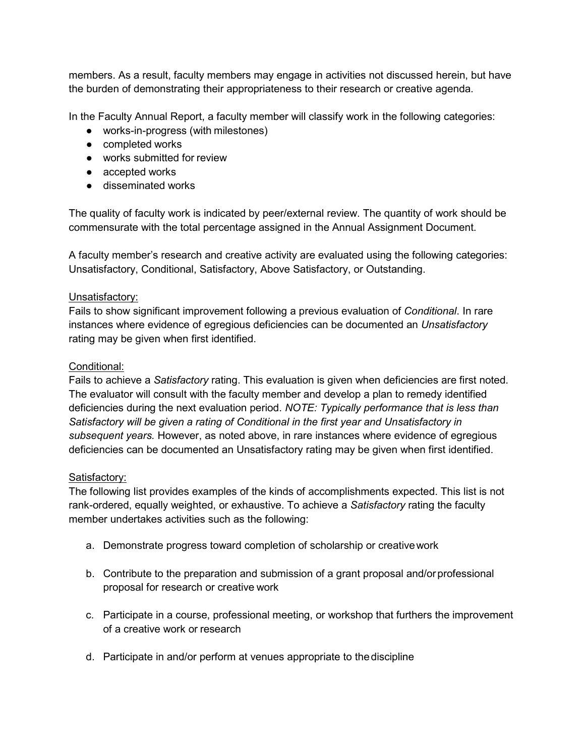members. As a result, faculty members may engage in activities not discussed herein, but have the burden of demonstrating their appropriateness to their research or creative agenda.

In the Faculty Annual Report, a faculty member will classify work in the following categories:

- works-in-progress (with milestones)
- completed works
- works submitted for review
- accepted works
- disseminated works

The quality of faculty work is indicated by peer/external review. The quantity of work should be commensurate with the total percentage assigned in the Annual Assignment Document.

A faculty member's research and creative activity are evaluated using the following categories: Unsatisfactory, Conditional, Satisfactory, Above Satisfactory, or Outstanding.

<u>Unsatisfactory:</u>
Fails to show significant improvement following a previous evaluation of *Conditional*. In rare instances where evidence of egregious deficiencies can be documented an *Unsatisfactory* rating may be given when first identified.

<u>Conditional:</u>
Fails to achieve a *Satisfactory* rating. This evaluation is given when deficiencies are first noted. The evaluator will consult with the faculty member and develop a plan to remedy identified deficiencies during the next evaluation period. *NOTE: Typically performance that is less than Satisfactory will be given a rating of Conditional in the first year and Unsatisfactory in subsequent years.* However, as noted above, in rare instances where evidence of egregious deficiencies can be documented an Unsatisfactory rating may be given when first identified.

<u>Satisfactory:</u>
The following list provides examples of the kinds of accomplishments expected. This list is not rank-ordered, equally weighted, or exhaustive. To achieve a *Satisfactory* rating the faculty member undertakes activities such as the following:

a. Demonstrate progress toward completion of scholarship or creative work

b. Contribute to the preparation and submission of a grant proposal and/or professional proposal for research or creative work

c. Participate in a course, professional meeting, or workshop that furthers the improvement of a creative work or research

d. Participate in and/or perform at venues appropriate to the discipline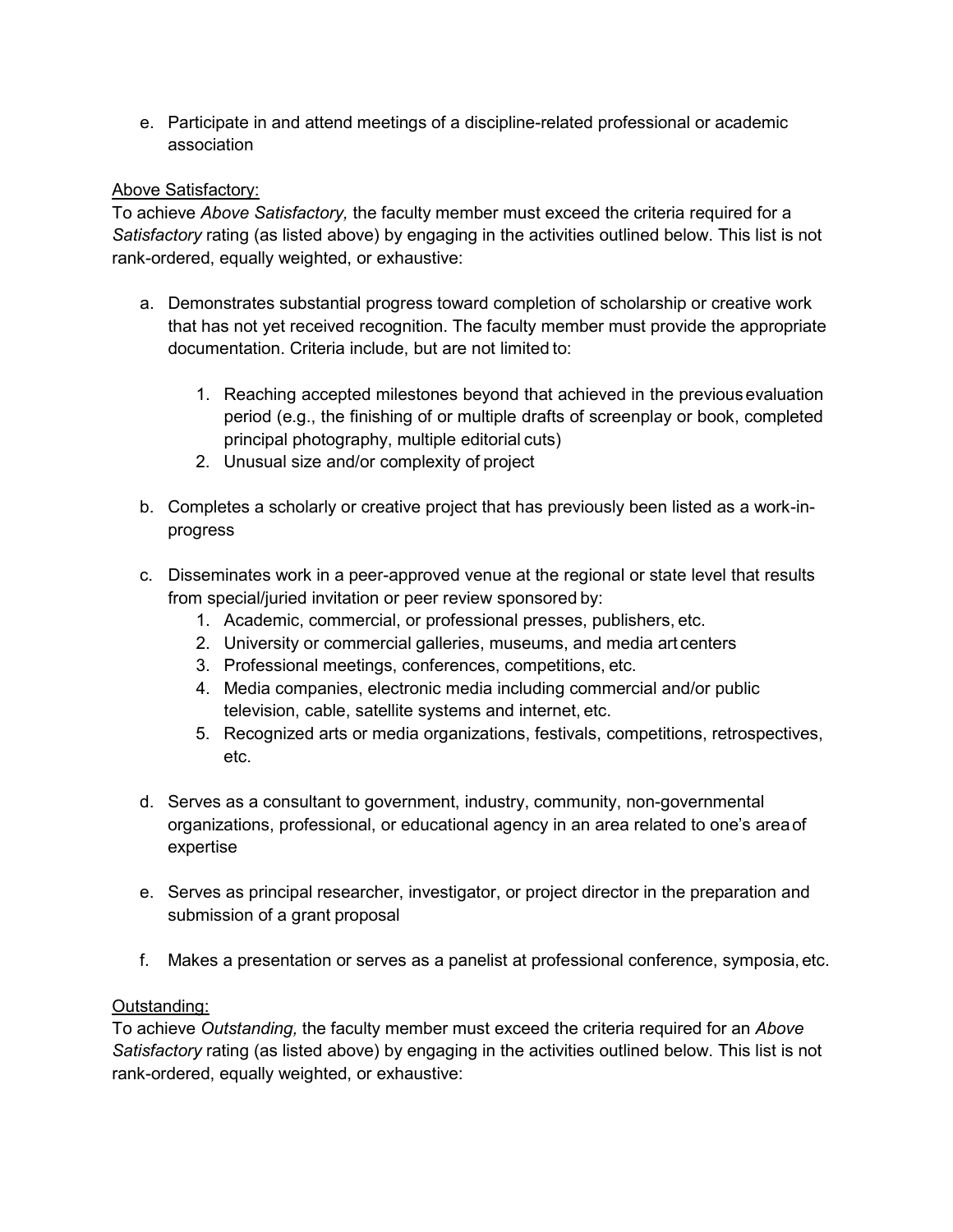e. Participate in and attend meetings of a discipline-related professional or academic association

Above Satisfactory:

To achieve *Above Satisfactory,* the faculty member must exceed the criteria required for a *Satisfactory* rating (as listed above) by engaging in the activities outlined below. This list is not rank-ordered, equally weighted, or exhaustive:

a. Demonstrates substantial progress toward completion of scholarship or creative work that has not yet received recognition. The faculty member must provide the appropriate documentation. Criteria include, but are not limited to:

    1. Reaching accepted milestones beyond that achieved in the previous evaluation period (e.g., the finishing of or multiple drafts of screenplay or book, completed principal photography, multiple editorial cuts)
    2. Unusual size and/or complexity of project

b. Completes a scholarly or creative project that has previously been listed as a work-in-progress

c. Disseminates work in a peer-approved venue at the regional or state level that results from special/juried invitation or peer review sponsored by:
    1. Academic, commercial, or professional presses, publishers, etc.
    2. University or commercial galleries, museums, and media art centers
    3. Professional meetings, conferences, competitions, etc.
    4. Media companies, electronic media including commercial and/or public television, cable, satellite systems and internet, etc.
    5. Recognized arts or media organizations, festivals, competitions, retrospectives, etc.

d. Serves as a consultant to government, industry, community, non-governmental organizations, professional, or educational agency in an area related to one's area of expertise

e. Serves as principal researcher, investigator, or project director in the preparation and submission of a grant proposal

f. Makes a presentation or serves as a panelist at professional conference, symposia, etc.

Outstanding:

To achieve *Outstanding,* the faculty member must exceed the criteria required for an *Above Satisfactory* rating (as listed above) by engaging in the activities outlined below. This list is not rank-ordered, equally weighted, or exhaustive: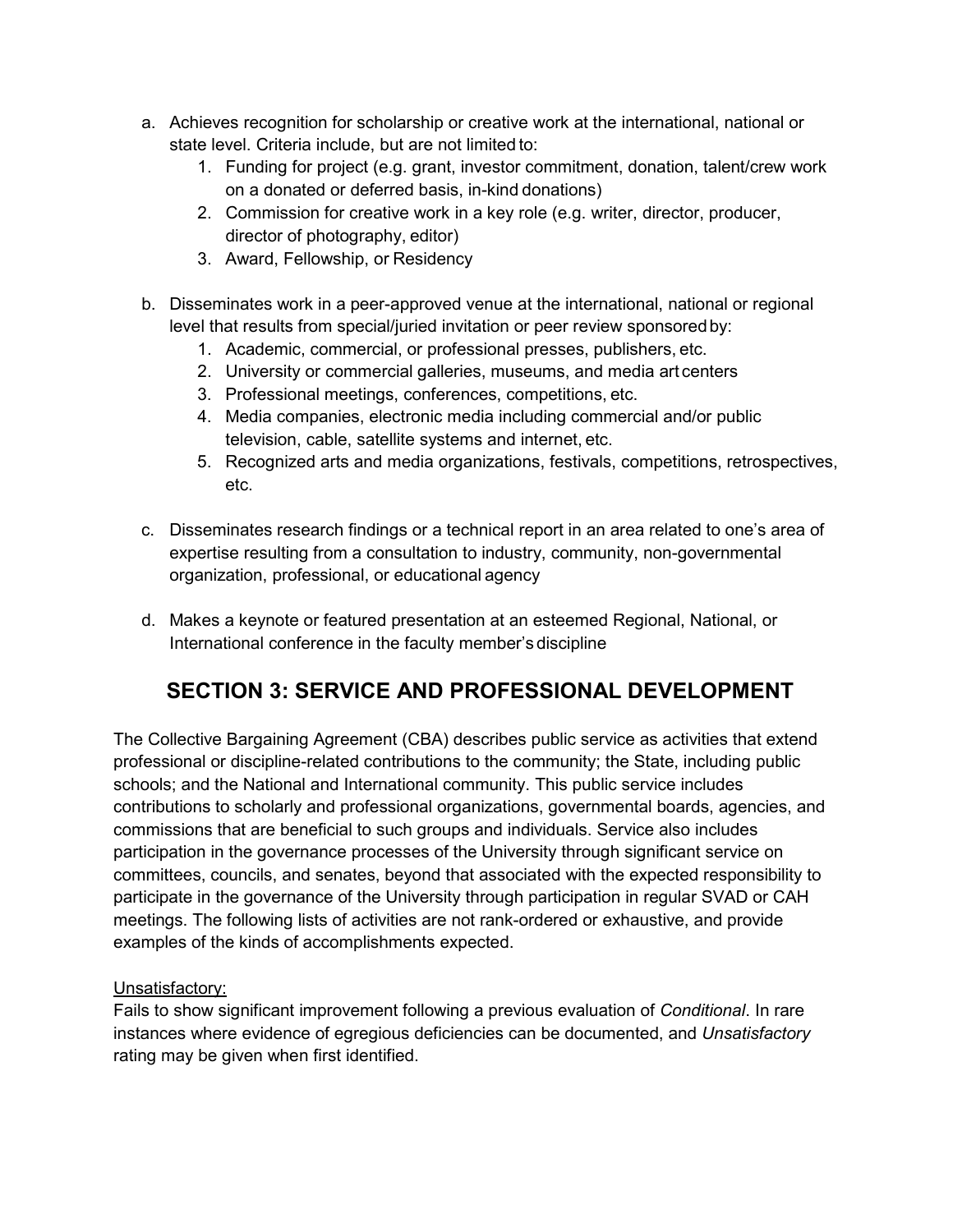a. Achieves recognition for scholarship or creative work at the international, national or state level. Criteria include, but are not limited to:
    1. Funding for project (e.g. grant, investor commitment, donation, talent/crew work on a donated or deferred basis, in-kind donations)
    2. Commission for creative work in a key role (e.g. writer, director, producer, director of photography, editor)
    3. Award, Fellowship, or Residency

b. Disseminates work in a peer-approved venue at the international, national or regional level that results from special/juried invitation or peer review sponsored by:
    1. Academic, commercial, or professional presses, publishers, etc.
    2. University or commercial galleries, museums, and media art centers
    3. Professional meetings, conferences, competitions, etc.
    4. Media companies, electronic media including commercial and/or public television, cable, satellite systems and internet, etc.
    5. Recognized arts and media organizations, festivals, competitions, retrospectives, etc.

c. Disseminates research findings or a technical report in an area related to one's area of expertise resulting from a consultation to industry, community, non-governmental organization, professional, or educational agency

d. Makes a keynote or featured presentation at an esteemed Regional, National, or International conference in the faculty member's discipline

## SECTION 3: SERVICE AND PROFESSIONAL DEVELOPMENT

The Collective Bargaining Agreement (CBA) describes public service as activities that extend professional or discipline-related contributions to the community; the State, including public schools; and the National and International community. This public service includes contributions to scholarly and professional organizations, governmental boards, agencies, and commissions that are beneficial to such groups and individuals. Service also includes participation in the governance processes of the University through significant service on committees, councils, and senates, beyond that associated with the expected responsibility to participate in the governance of the University through participation in regular SVAD or CAH meetings. The following lists of activities are not rank-ordered or exhaustive, and provide examples of the kinds of accomplishments expected.

Unsatisfactory:
Fails to show significant improvement following a previous evaluation of *Conditional*. In rare instances where evidence of egregious deficiencies can be documented, and *Unsatisfactory* rating may be given when first identified.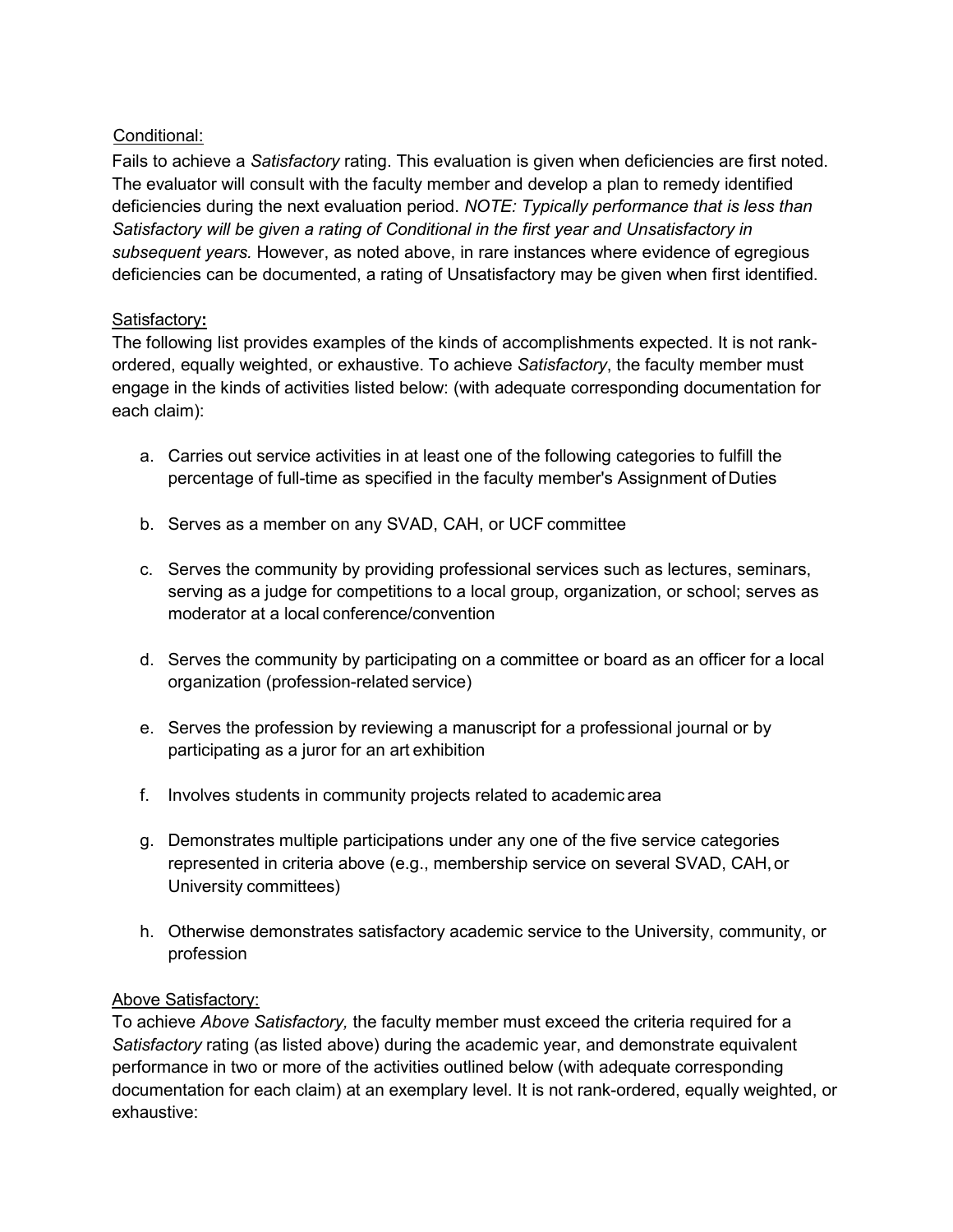Conditional:

Fails to achieve a *Satisfactory* rating. This evaluation is given when deficiencies are first noted. The evaluator will consult with the faculty member and develop a plan to remedy identified deficiencies during the next evaluation period. *NOTE: Typically performance that is less than Satisfactory will be given a rating of Conditional in the first year and Unsatisfactory in subsequent years.* However, as noted above, in rare instances where evidence of egregious deficiencies can be documented, a rating of Unsatisfactory may be given when first identified.

Satisfactory**:**

The following list provides examples of the kinds of accomplishments expected. It is not rank-ordered, equally weighted, or exhaustive. To achieve *Satisfactory*, the faculty member must engage in the kinds of activities listed below: (with adequate corresponding documentation for each claim):

a. Carries out service activities in at least one of the following categories to fulfill the percentage of full-time as specified in the faculty member's Assignment of Duties

b. Serves as a member on any SVAD, CAH, or UCF committee

c. Serves the community by providing professional services such as lectures, seminars, serving as a judge for competitions to a local group, organization, or school; serves as moderator at a local conference/convention

d. Serves the community by participating on a committee or board as an officer for a local organization (profession-related service)

e. Serves the profession by reviewing a manuscript for a professional journal or by participating as a juror for an art exhibition

f. Involves students in community projects related to academic area

g. Demonstrates multiple participations under any one of the five service categories represented in criteria above (e.g., membership service on several SVAD, CAH, or University committees)

h. Otherwise demonstrates satisfactory academic service to the University, community, or profession

Above Satisfactory:

To achieve *Above Satisfactory,* the faculty member must exceed the criteria required for a *Satisfactory* rating (as listed above) during the academic year, and demonstrate equivalent performance in two or more of the activities outlined below (with adequate corresponding documentation for each claim) at an exemplary level. It is not rank-ordered, equally weighted, or exhaustive: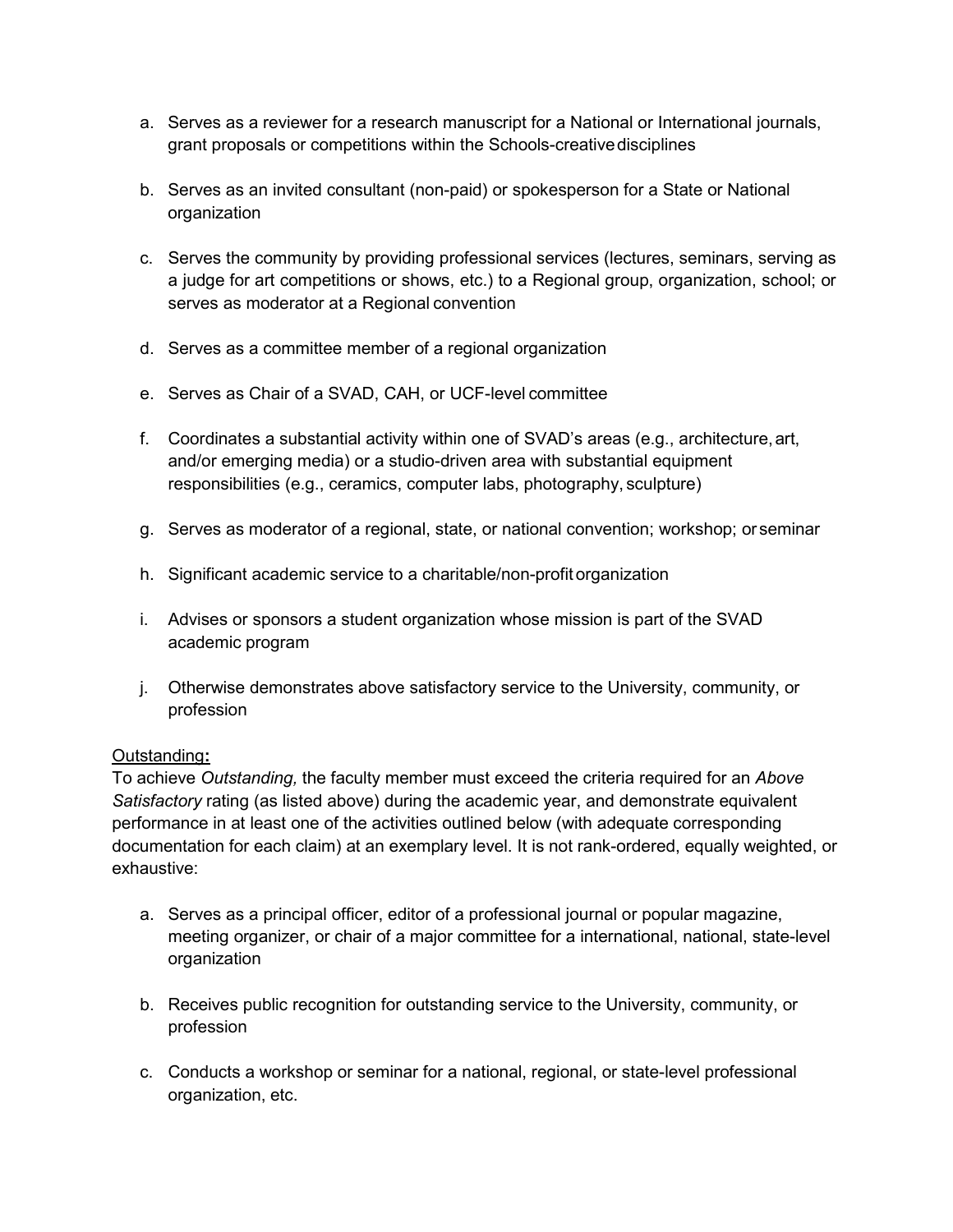a. Serves as a reviewer for a research manuscript for a National or International journals, grant proposals or competitions within the Schools-creative disciplines

b. Serves as an invited consultant (non-paid) or spokesperson for a State or National organization

c. Serves the community by providing professional services (lectures, seminars, serving as a judge for art competitions or shows, etc.) to a Regional group, organization, school; or serves as moderator at a Regional convention

d. Serves as a committee member of a regional organization

e. Serves as Chair of a SVAD, CAH, or UCF-level committee

f. Coordinates a substantial activity within one of SVAD's areas (e.g., architecture, art, and/or emerging media) or a studio-driven area with substantial equipment responsibilities (e.g., ceramics, computer labs, photography, sculpture)

g. Serves as moderator of a regional, state, or national convention; workshop; or seminar

h. Significant academic service to a charitable/non-profit organization

i. Advises or sponsors a student organization whose mission is part of the SVAD academic program

j. Otherwise demonstrates above satisfactory service to the University, community, or profession

<u>Outstanding</u>**:**
To achieve *Outstanding,* the faculty member must exceed the criteria required for an *Above Satisfactory* rating (as listed above) during the academic year, and demonstrate equivalent performance in at least one of the activities outlined below (with adequate corresponding documentation for each claim) at an exemplary level. It is not rank-ordered, equally weighted, or exhaustive:

a. Serves as a principal officer, editor of a professional journal or popular magazine, meeting organizer, or chair of a major committee for a international, national, state-level organization

b. Receives public recognition for outstanding service to the University, community, or profession

c. Conducts a workshop or seminar for a national, regional, or state-level professional organization, etc.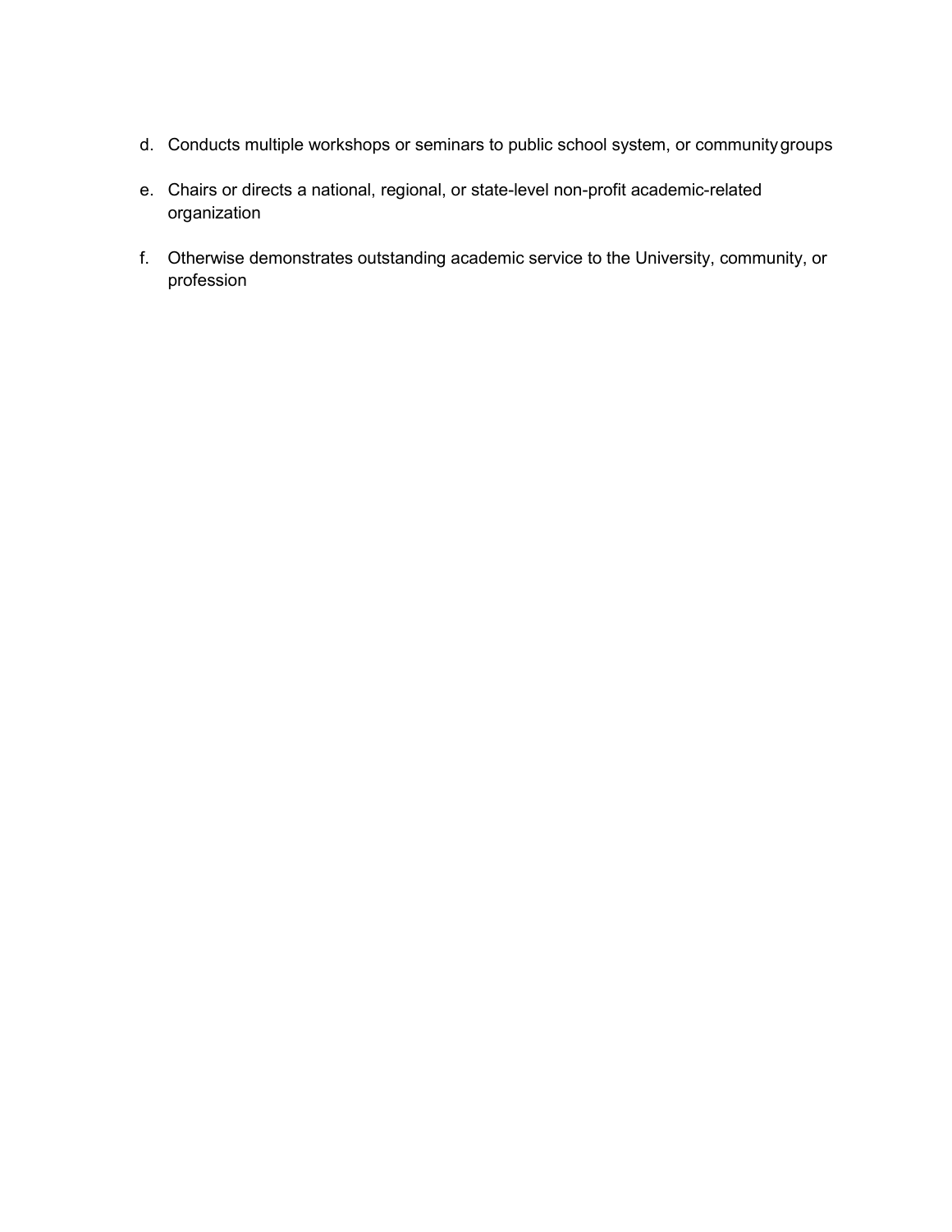d. Conducts multiple workshops or seminars to public school system, or community groups

e. Chairs or directs a national, regional, or state-level non-profit academic-related organization

f. Otherwise demonstrates outstanding academic service to the University, community, or profession